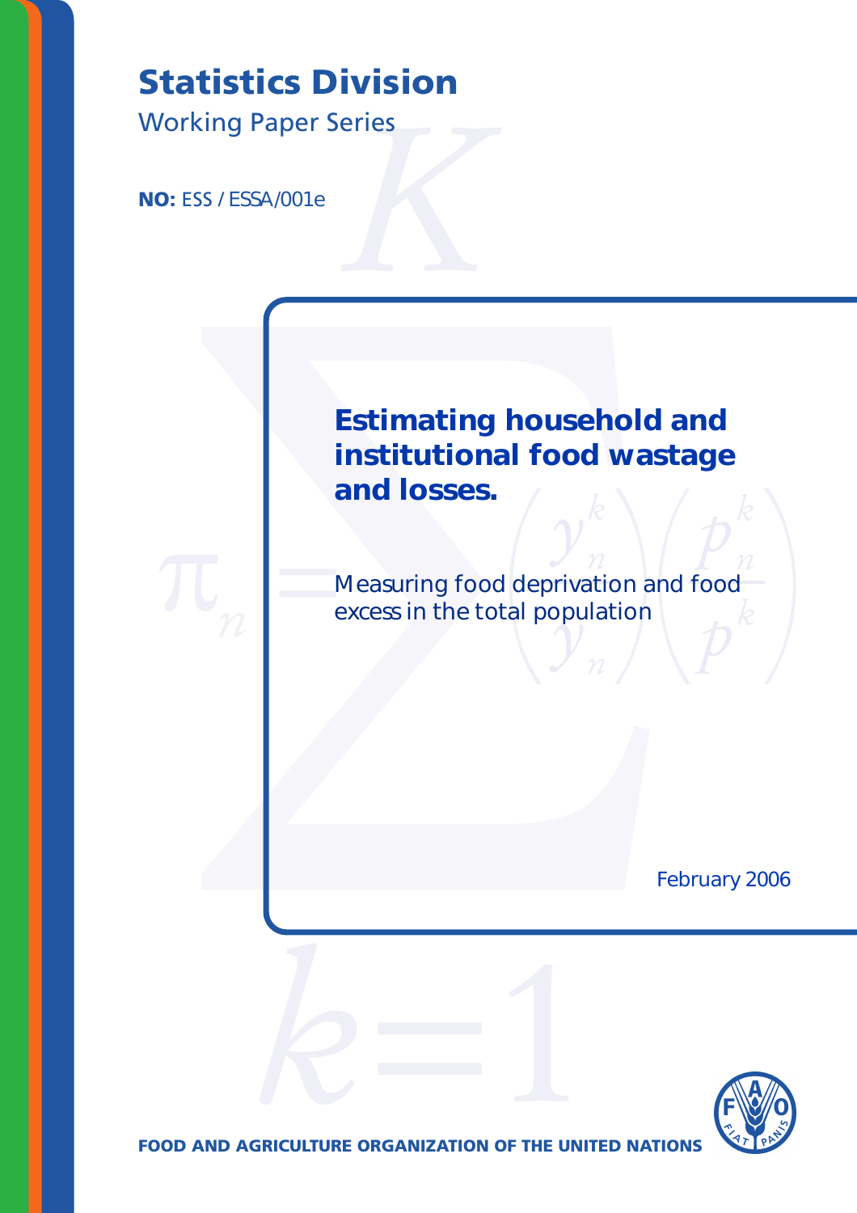# Statistics Division

Working Paper Series

**NO:** ESS / ESSA/001e

## Estimating household and institutional food wastage and losses.

Measuring food deprivation and food excess in the total population

February 2006

**FOOD AND AGRICULTURE ORGANIZATION OF THE UNITED NATIONS**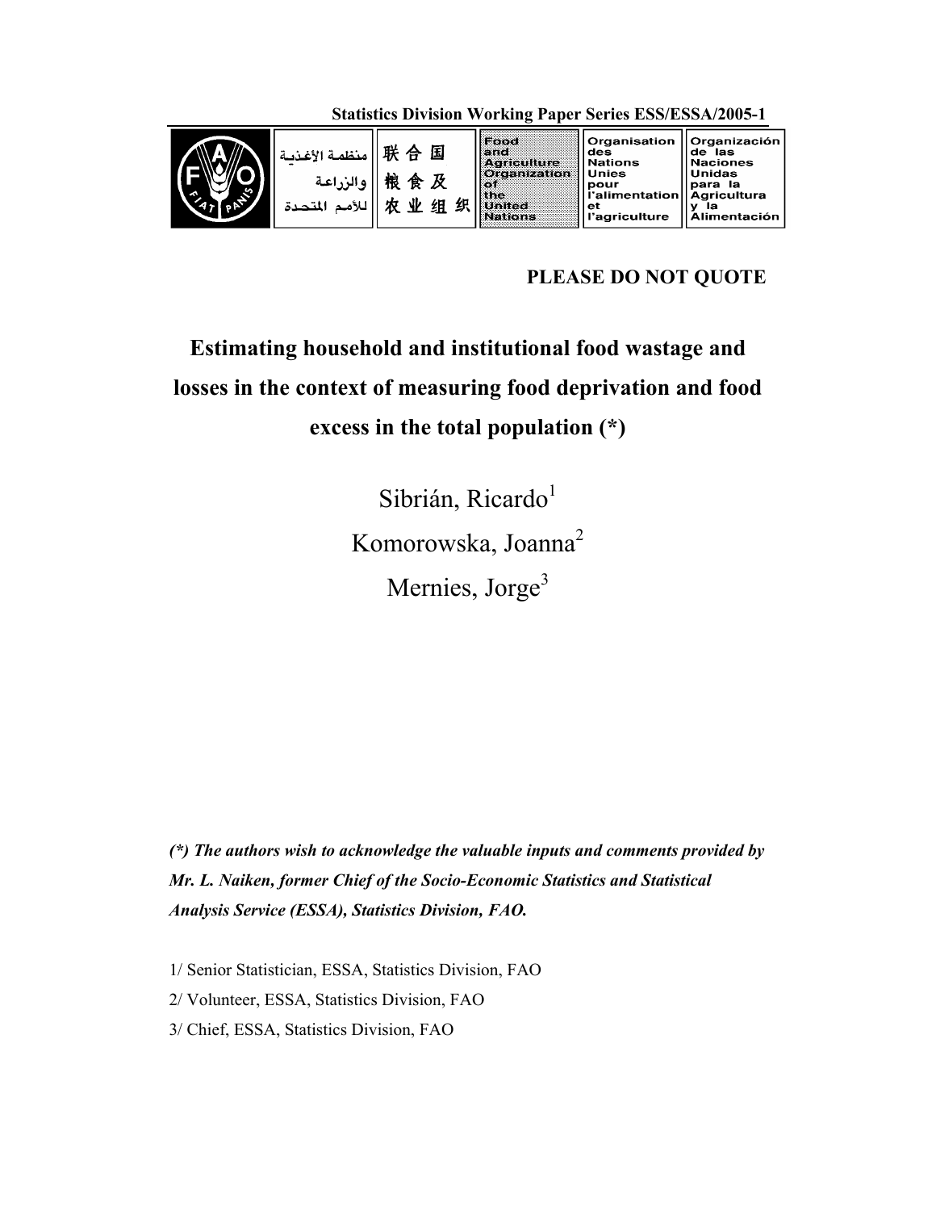Statistics Division Working Paper Series ESS/ESSA/2005-1

منظمة الأغذية والزراعة للأمم المتحدة | 联合国粮食及农业组织 | Food and Agriculture Organization of the United Nations | Organisation des Nations Unies pour l'alimentation et l'agriculture | Organización de las Naciones Unidas para la Agricultura y la Alimentación

**PLEASE DO NOT QUOTE**

# Estimating household and institutional food wastage and losses in the context of measuring food deprivation and food excess in the total population (*)

Sibrián, Ricardo[1]

Komorowska, Joanna[2]

Mernies, Jorge[3]

***(\*) The authors wish to acknowledge the valuable inputs and comments provided by Mr. L. Naiken, former Chief of the Socio-Economic Statistics and Statistical Analysis Service (ESSA), Statistics Division, FAO.***

1/ Senior Statistician, ESSA, Statistics Division, FAO

2/ Volunteer, ESSA, Statistics Division, FAO

3/ Chief, ESSA, Statistics Division, FAO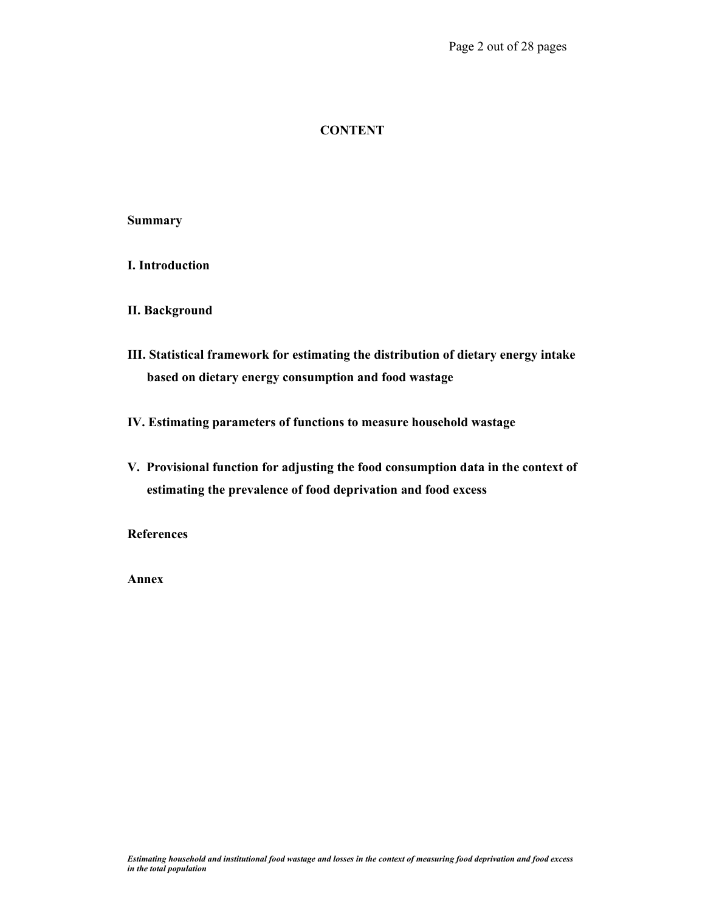# CONTENT

**Summary**

**I. Introduction**

**II. Background**

**III. Statistical framework for estimating the distribution of dietary energy intake based on dietary energy consumption and food wastage**

**IV. Estimating parameters of functions to measure household wastage**

**V. Provisional function for adjusting the food consumption data in the context of estimating the prevalence of food deprivation and food excess**

**References**

**Annex**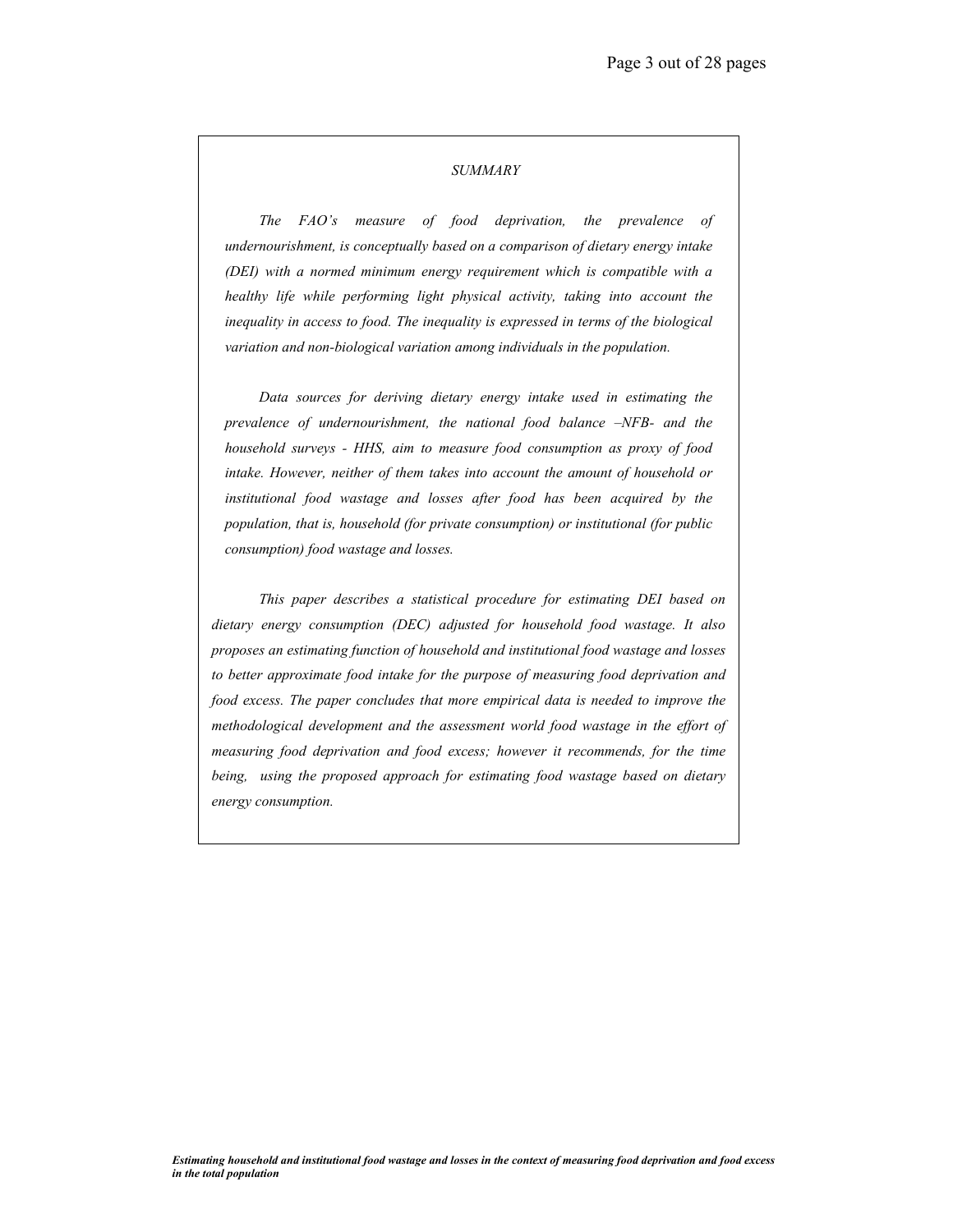*SUMMARY*

*The FAO's measure of food deprivation, the prevalence of undernourishment, is conceptually based on a comparison of dietary energy intake (DEI) with a normed minimum energy requirement which is compatible with a healthy life while performing light physical activity, taking into account the inequality in access to food. The inequality is expressed in terms of the biological variation and non-biological variation among individuals in the population.*

*Data sources for deriving dietary energy intake used in estimating the prevalence of undernourishment, the national food balance –NFB- and the household surveys - HHS, aim to measure food consumption as proxy of food intake. However, neither of them takes into account the amount of household or institutional food wastage and losses after food has been acquired by the population, that is, household (for private consumption) or institutional (for public consumption) food wastage and losses.*

*This paper describes a statistical procedure for estimating DEI based on dietary energy consumption (DEC) adjusted for household food wastage. It also proposes an estimating function of household and institutional food wastage and losses to better approximate food intake for the purpose of measuring food deprivation and food excess. The paper concludes that more empirical data is needed to improve the methodological development and the assessment world food wastage in the effort of measuring food deprivation and food excess; however it recommends, for the time being, using the proposed approach for estimating food wastage based on dietary energy consumption.*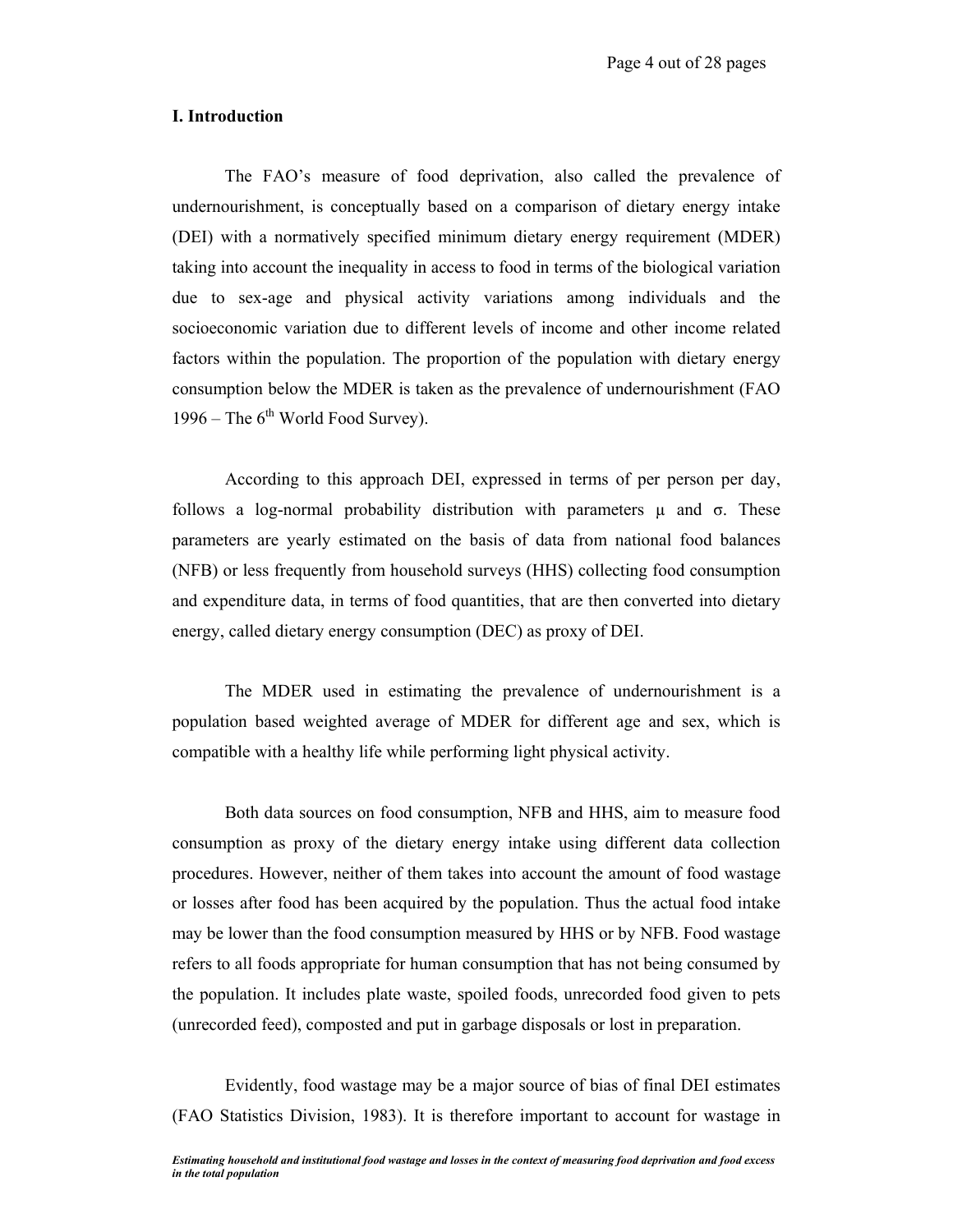## I. Introduction

The FAO's measure of food deprivation, also called the prevalence of undernourishment, is conceptually based on a comparison of dietary energy intake (DEI) with a normatively specified minimum dietary energy requirement (MDER) taking into account the inequality in access to food in terms of the biological variation due to sex-age and physical activity variations among individuals and the socioeconomic variation due to different levels of income and other income related factors within the population. The proportion of the population with dietary energy consumption below the MDER is taken as the prevalence of undernourishment (FAO 1996 – The 6th World Food Survey).

According to this approach DEI, expressed in terms of per person per day, follows a log-normal probability distribution with parameters $\mu$ and $\sigma$. These parameters are yearly estimated on the basis of data from national food balances (NFB) or less frequently from household surveys (HHS) collecting food consumption and expenditure data, in terms of food quantities, that are then converted into dietary energy, called dietary energy consumption (DEC) as proxy of DEI.

The MDER used in estimating the prevalence of undernourishment is a population based weighted average of MDER for different age and sex, which is compatible with a healthy life while performing light physical activity.

Both data sources on food consumption, NFB and HHS, aim to measure food consumption as proxy of the dietary energy intake using different data collection procedures. However, neither of them takes into account the amount of food wastage or losses after food has been acquired by the population. Thus the actual food intake may be lower than the food consumption measured by HHS or by NFB. Food wastage refers to all foods appropriate for human consumption that has not being consumed by the population. It includes plate waste, spoiled foods, unrecorded food given to pets (unrecorded feed), composted and put in garbage disposals or lost in preparation.

Evidently, food wastage may be a major source of bias of final DEI estimates (FAO Statistics Division, 1983). It is therefore important to account for wastage in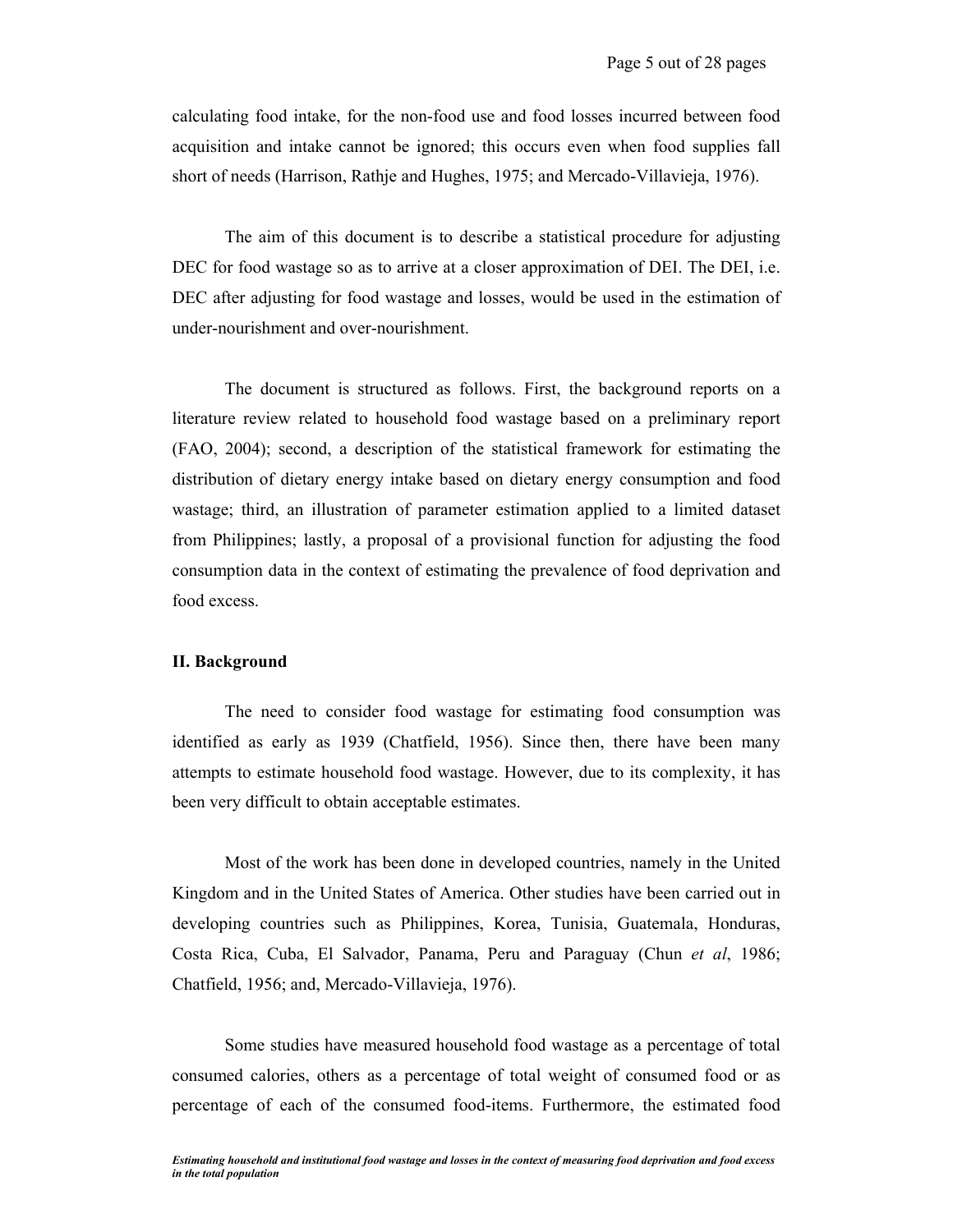calculating food intake, for the non-food use and food losses incurred between food acquisition and intake cannot be ignored; this occurs even when food supplies fall short of needs (Harrison, Rathje and Hughes, 1975; and Mercado-Villavieja, 1976).

The aim of this document is to describe a statistical procedure for adjusting DEC for food wastage so as to arrive at a closer approximation of DEI. The DEI, i.e. DEC after adjusting for food wastage and losses, would be used in the estimation of under-nourishment and over-nourishment.

The document is structured as follows. First, the background reports on a literature review related to household food wastage based on a preliminary report (FAO, 2004); second, a description of the statistical framework for estimating the distribution of dietary energy intake based on dietary energy consumption and food wastage; third, an illustration of parameter estimation applied to a limited dataset from Philippines; lastly, a proposal of a provisional function for adjusting the food consumption data in the context of estimating the prevalence of food deprivation and food excess.

## II. Background

The need to consider food wastage for estimating food consumption was identified as early as 1939 (Chatfield, 1956). Since then, there have been many attempts to estimate household food wastage. However, due to its complexity, it has been very difficult to obtain acceptable estimates.

Most of the work has been done in developed countries, namely in the United Kingdom and in the United States of America. Other studies have been carried out in developing countries such as Philippines, Korea, Tunisia, Guatemala, Honduras, Costa Rica, Cuba, El Salvador, Panama, Peru and Paraguay (Chun *et al*, 1986; Chatfield, 1956; and, Mercado-Villavieja, 1976).

Some studies have measured household food wastage as a percentage of total consumed calories, others as a percentage of total weight of consumed food or as percentage of each of the consumed food-items. Furthermore, the estimated food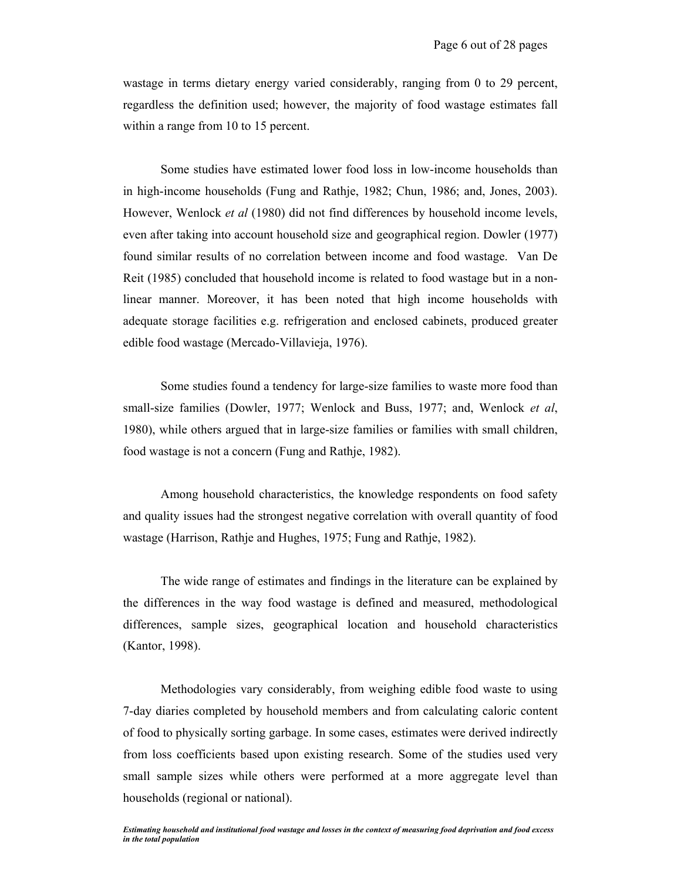wastage in terms dietary energy varied considerably, ranging from 0 to 29 percent, regardless the definition used; however, the majority of food wastage estimates fall within a range from 10 to 15 percent.

Some studies have estimated lower food loss in low-income households than in high-income households (Fung and Rathje, 1982; Chun, 1986; and, Jones, 2003). However, Wenlock *et al* (1980) did not find differences by household income levels, even after taking into account household size and geographical region. Dowler (1977) found similar results of no correlation between income and food wastage. Van De Reit (1985) concluded that household income is related to food wastage but in a non-linear manner. Moreover, it has been noted that high income households with adequate storage facilities e.g. refrigeration and enclosed cabinets, produced greater edible food wastage (Mercado-Villavieja, 1976).

Some studies found a tendency for large-size families to waste more food than small-size families (Dowler, 1977; Wenlock and Buss, 1977; and, Wenlock *et al*, 1980), while others argued that in large-size families or families with small children, food wastage is not a concern (Fung and Rathje, 1982).

Among household characteristics, the knowledge respondents on food safety and quality issues had the strongest negative correlation with overall quantity of food wastage (Harrison, Rathje and Hughes, 1975; Fung and Rathje, 1982).

The wide range of estimates and findings in the literature can be explained by the differences in the way food wastage is defined and measured, methodological differences, sample sizes, geographical location and household characteristics (Kantor, 1998).

Methodologies vary considerably, from weighing edible food waste to using 7-day diaries completed by household members and from calculating caloric content of food to physically sorting garbage. In some cases, estimates were derived indirectly from loss coefficients based upon existing research. Some of the studies used very small sample sizes while others were performed at a more aggregate level than households (regional or national).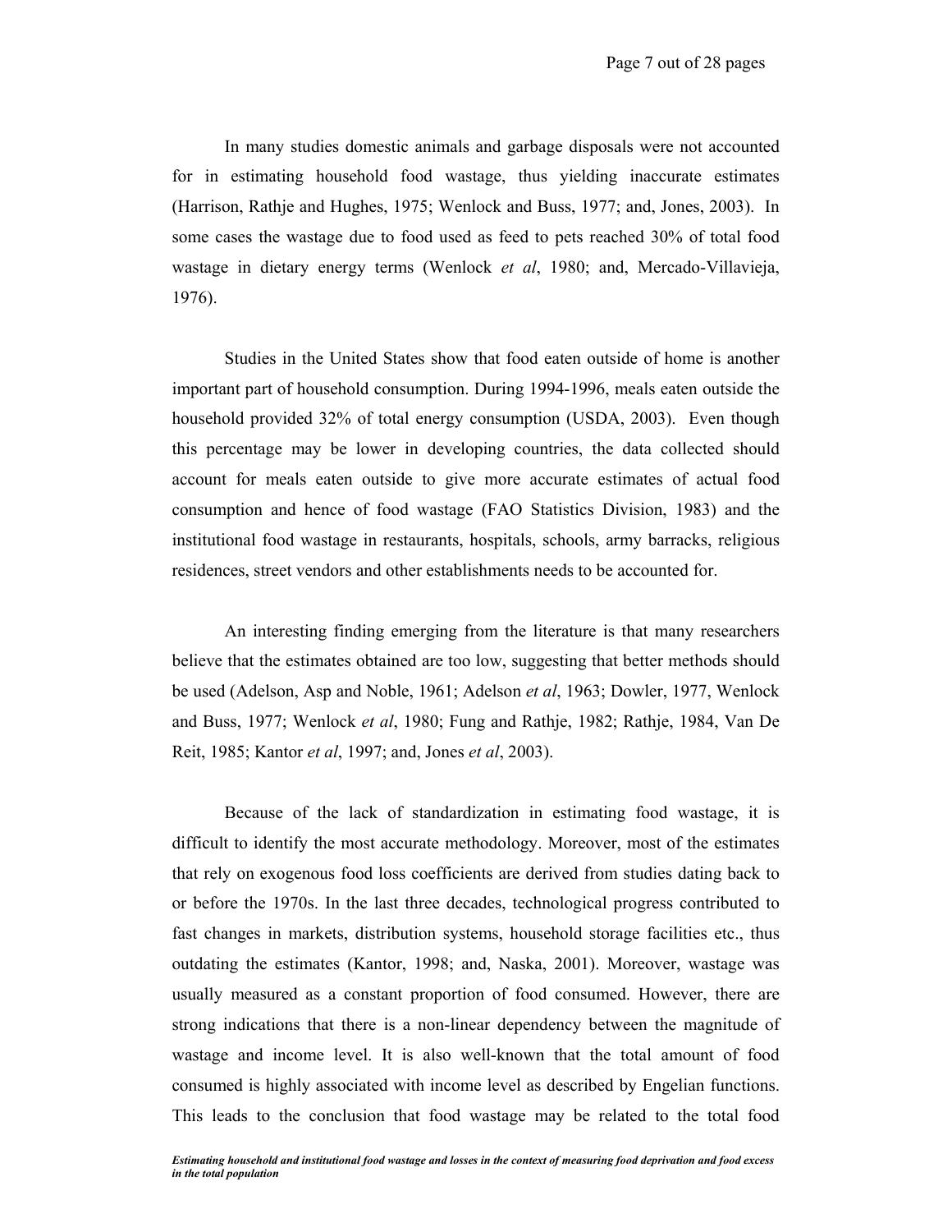In many studies domestic animals and garbage disposals were not accounted for in estimating household food wastage, thus yielding inaccurate estimates (Harrison, Rathje and Hughes, 1975; Wenlock and Buss, 1977; and, Jones, 2003). In some cases the wastage due to food used as feed to pets reached 30% of total food wastage in dietary energy terms (Wenlock *et al*, 1980; and, Mercado-Villavieja, 1976).

Studies in the United States show that food eaten outside of home is another important part of household consumption. During 1994-1996, meals eaten outside the household provided 32% of total energy consumption (USDA, 2003). Even though this percentage may be lower in developing countries, the data collected should account for meals eaten outside to give more accurate estimates of actual food consumption and hence of food wastage (FAO Statistics Division, 1983) and the institutional food wastage in restaurants, hospitals, schools, army barracks, religious residences, street vendors and other establishments needs to be accounted for.

An interesting finding emerging from the literature is that many researchers believe that the estimates obtained are too low, suggesting that better methods should be used (Adelson, Asp and Noble, 1961; Adelson *et al*, 1963; Dowler, 1977, Wenlock and Buss, 1977; Wenlock *et al*, 1980; Fung and Rathje, 1982; Rathje, 1984, Van De Reit, 1985; Kantor *et al*, 1997; and, Jones *et al*, 2003).

Because of the lack of standardization in estimating food wastage, it is difficult to identify the most accurate methodology. Moreover, most of the estimates that rely on exogenous food loss coefficients are derived from studies dating back to or before the 1970s. In the last three decades, technological progress contributed to fast changes in markets, distribution systems, household storage facilities etc., thus outdating the estimates (Kantor, 1998; and, Naska, 2001). Moreover, wastage was usually measured as a constant proportion of food consumed. However, there are strong indications that there is a non-linear dependency between the magnitude of wastage and income level. It is also well-known that the total amount of food consumed is highly associated with income level as described by Engelian functions. This leads to the conclusion that food wastage may be related to the total food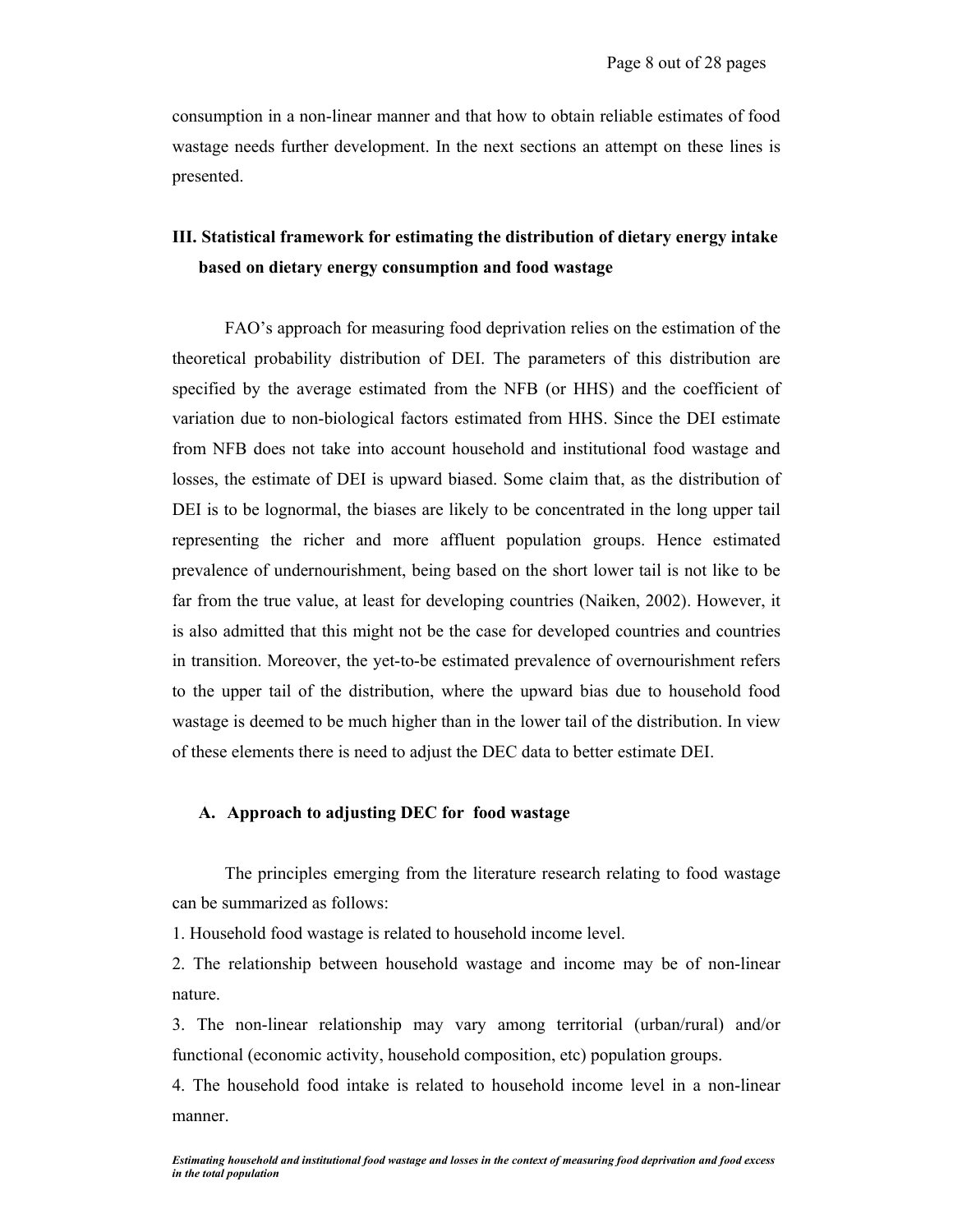consumption in a non-linear manner and that how to obtain reliable estimates of food wastage needs further development. In the next sections an attempt on these lines is presented.

## III. Statistical framework for estimating the distribution of dietary energy intake based on dietary energy consumption and food wastage

FAO's approach for measuring food deprivation relies on the estimation of the theoretical probability distribution of DEI. The parameters of this distribution are specified by the average estimated from the NFB (or HHS) and the coefficient of variation due to non-biological factors estimated from HHS. Since the DEI estimate from NFB does not take into account household and institutional food wastage and losses, the estimate of DEI is upward biased. Some claim that, as the distribution of DEI is to be lognormal, the biases are likely to be concentrated in the long upper tail representing the richer and more affluent population groups. Hence estimated prevalence of undernourishment, being based on the short lower tail is not like to be far from the true value, at least for developing countries (Naiken, 2002). However, it is also admitted that this might not be the case for developed countries and countries in transition. Moreover, the yet-to-be estimated prevalence of overnourishment refers to the upper tail of the distribution, where the upward bias due to household food wastage is deemed to be much higher than in the lower tail of the distribution. In view of these elements there is need to adjust the DEC data to better estimate DEI.

### A. Approach to adjusting DEC for food wastage

The principles emerging from the literature research relating to food wastage can be summarized as follows:

1. Household food wastage is related to household income level.

2. The relationship between household wastage and income may be of non-linear nature.

3. The non-linear relationship may vary among territorial (urban/rural) and/or functional (economic activity, household composition, etc) population groups.

4. The household food intake is related to household income level in a non-linear manner.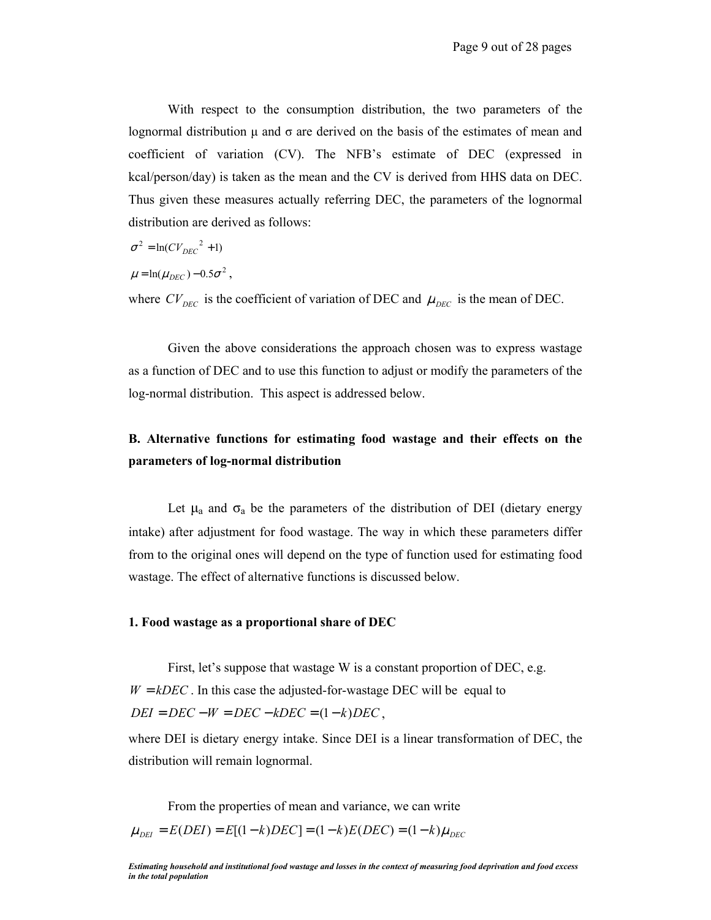With respect to the consumption distribution, the two parameters of the lognormal distribution μ and σ are derived on the basis of the estimates of mean and coefficient of variation (CV). The NFB's estimate of DEC (expressed in kcal/person/day) is taken as the mean and the CV is derived from HHS data on DEC. Thus given these measures actually referring DEC, the parameters of the lognormal distribution are derived as follows:

$$\sigma^2 = \ln(CV_{DEC}^{\ 2} + 1)$$

$$\mu = \ln(\mu_{DEC}) - 0.5\sigma^2 ,$$

where $CV_{DEC}$ is the coefficient of variation of DEC and $\mu_{DEC}$ is the mean of DEC.

Given the above considerations the approach chosen was to express wastage as a function of DEC and to use this function to adjust or modify the parameters of the log-normal distribution. This aspect is addressed below.

## B. Alternative functions for estimating food wastage and their effects on the parameters of log-normal distribution

Let $\mu_a$ and $\sigma_a$ be the parameters of the distribution of DEI (dietary energy intake) after adjustment for food wastage. The way in which these parameters differ from to the original ones will depend on the type of function used for estimating food wastage. The effect of alternative functions is discussed below.

### 1. Food wastage as a proportional share of DEC

First, let's suppose that wastage W is a constant proportion of DEC, e.g. $W = kDEC$. In this case the adjusted-for-wastage DEC will be equal to

$DEI = DEC - W = DEC - kDEC = (1-k)DEC$,

where DEI is dietary energy intake. Since DEI is a linear transformation of DEC, the distribution will remain lognormal.

From the properties of mean and variance, we can write

$$\mu_{DEI} = E(DEI) = E[(1-k)DEC] = (1-k)E(DEC) = (1-k)\mu_{DEC}$$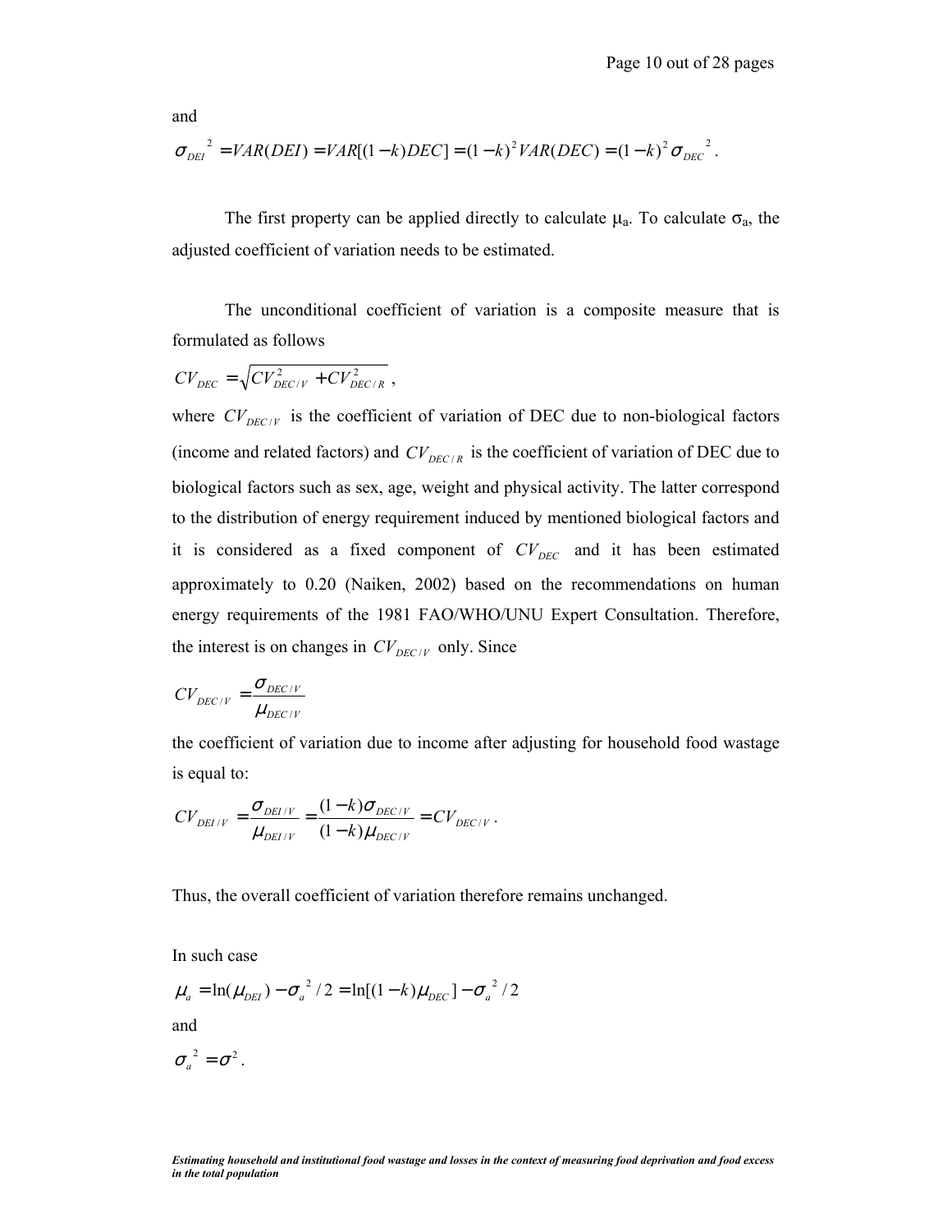and

$$\sigma_{DEI}^{2} = VAR(DEI) = VAR[(1-k)DEC] = (1-k)^{2} VAR(DEC) = (1-k)^{2} \sigma_{DEC}^{2}.$$

The first property can be applied directly to calculate $\mu_a$. To calculate $\sigma_a$, the adjusted coefficient of variation needs to be estimated.

The unconditional coefficient of variation is a composite measure that is formulated as follows

$$CV_{DEC} = \sqrt{CV_{DEC/V}^{2} + CV_{DEC/R}^{2}},$$

where $CV_{DEC/V}$ is the coefficient of variation of DEC due to non-biological factors (income and related factors) and $CV_{DEC/R}$ is the coefficient of variation of DEC due to biological factors such as sex, age, weight and physical activity. The latter correspond to the distribution of energy requirement induced by mentioned biological factors and it is considered as a fixed component of $CV_{DEC}$ and it has been estimated approximately to 0.20 (Naiken, 2002) based on the recommendations on human energy requirements of the 1981 FAO/WHO/UNU Expert Consultation. Therefore, the interest is on changes in $CV_{DEC/V}$ only. Since

$$CV_{DEC/V} = \frac{\sigma_{DEC/V}}{\mu_{DEC/V}}$$

the coefficient of variation due to income after adjusting for household food wastage is equal to:

$$CV_{DEI/V} = \frac{\sigma_{DEI/V}}{\mu_{DEI/V}} = \frac{(1-k)\sigma_{DEC/V}}{(1-k)\mu_{DEC/V}} = CV_{DEC/V}.$$

Thus, the overall coefficient of variation therefore remains unchanged.

In such case

$$\mu_{a} = \ln(\mu_{DEI}) - \sigma_{a}^{2}/2 = \ln[(1-k)\mu_{DEC}] - \sigma_{a}^{2}/2$$

and

$$\sigma_{a}^{2} = \sigma^{2}.$$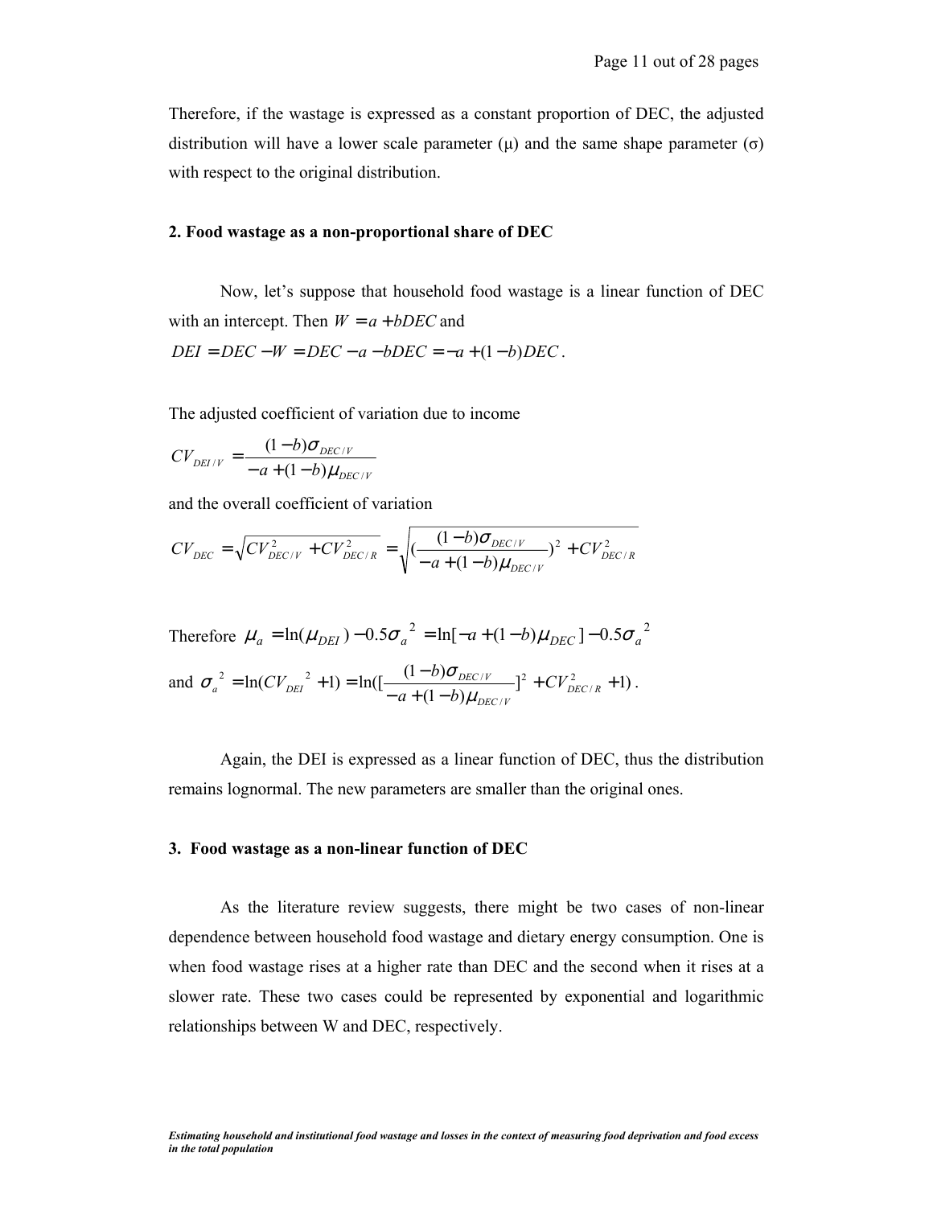Therefore, if the wastage is expressed as a constant proportion of DEC, the adjusted distribution will have a lower scale parameter (μ) and the same shape parameter (σ) with respect to the original distribution.

**2. Food wastage as a non-proportional share of DEC**

Now, let's suppose that household food wastage is a linear function of DEC with an intercept. Then $W = a + bDEC$ and

$DEI = DEC - W = DEC - a - bDEC = -a + (1-b)DEC$.

The adjusted coefficient of variation due to income

$$CV_{DEI/V} = \frac{(1-b)\sigma_{DEC/V}}{-a + (1-b)\mu_{DEC/V}}$$

and the overall coefficient of variation

$$CV_{DEC} = \sqrt{CV_{DEC/V}^2 + CV_{DEC/R}^2} = \sqrt{\left(\frac{(1-b)\sigma_{DEC/V}}{-a + (1-b)\mu_{DEC/V}}\right)^2 + CV_{DEC/R}^2}$$

Therefore $\mu_a = \ln(\mu_{DEI}) - 0.5\sigma_a^{\ 2} = \ln[-a + (1-b)\mu_{DEC}] - 0.5\sigma_a^{\ 2}$

and $\sigma_a^{\ 2} = \ln(CV_{DEI}^{\ \ 2} + 1) = \ln\left(\left[\frac{(1-b)\sigma_{DEC/V}}{-a + (1-b)\mu_{DEC/V}}\right]^2 + CV_{DEC/R}^2 + 1\right)$.

Again, the DEI is expressed as a linear function of DEC, thus the distribution remains lognormal. The new parameters are smaller than the original ones.

**3. Food wastage as a non-linear function of DEC**

As the literature review suggests, there might be two cases of non-linear dependence between household food wastage and dietary energy consumption. One is when food wastage rises at a higher rate than DEC and the second when it rises at a slower rate. These two cases could be represented by exponential and logarithmic relationships between W and DEC, respectively.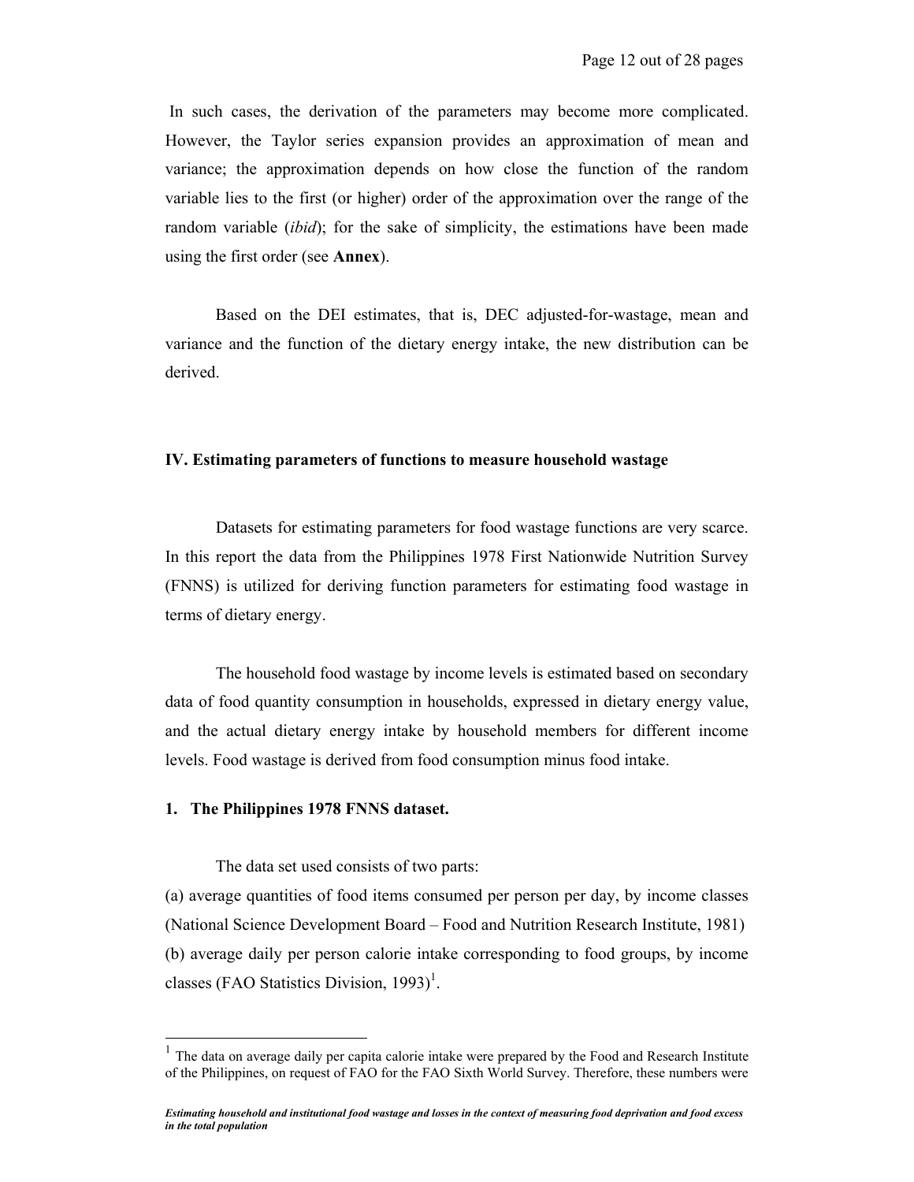In such cases, the derivation of the parameters may become more complicated. However, the Taylor series expansion provides an approximation of mean and variance; the approximation depends on how close the function of the random variable lies to the first (or higher) order of the approximation over the range of the random variable (*ibid*); for the sake of simplicity, the estimations have been made using the first order (see **Annex**).

Based on the DEI estimates, that is, DEC adjusted-for-wastage, mean and variance and the function of the dietary energy intake, the new distribution can be derived.

## IV. Estimating parameters of functions to measure household wastage

Datasets for estimating parameters for food wastage functions are very scarce. In this report the data from the Philippines 1978 First Nationwide Nutrition Survey (FNNS) is utilized for deriving function parameters for estimating food wastage in terms of dietary energy.

The household food wastage by income levels is estimated based on secondary data of food quantity consumption in households, expressed in dietary energy value, and the actual dietary energy intake by household members for different income levels. Food wastage is derived from food consumption minus food intake.

### 1. The Philippines 1978 FNNS dataset.

The data set used consists of two parts:

(a) average quantities of food items consumed per person per day, by income classes (National Science Development Board – Food and Nutrition Research Institute, 1981)

(b) average daily per person calorie intake corresponding to food groups, by income classes (FAO Statistics Division, 1993)[1].

[1] The data on average daily per capita calorie intake were prepared by the Food and Research Institute of the Philippines, on request of FAO for the FAO Sixth World Survey. Therefore, these numbers were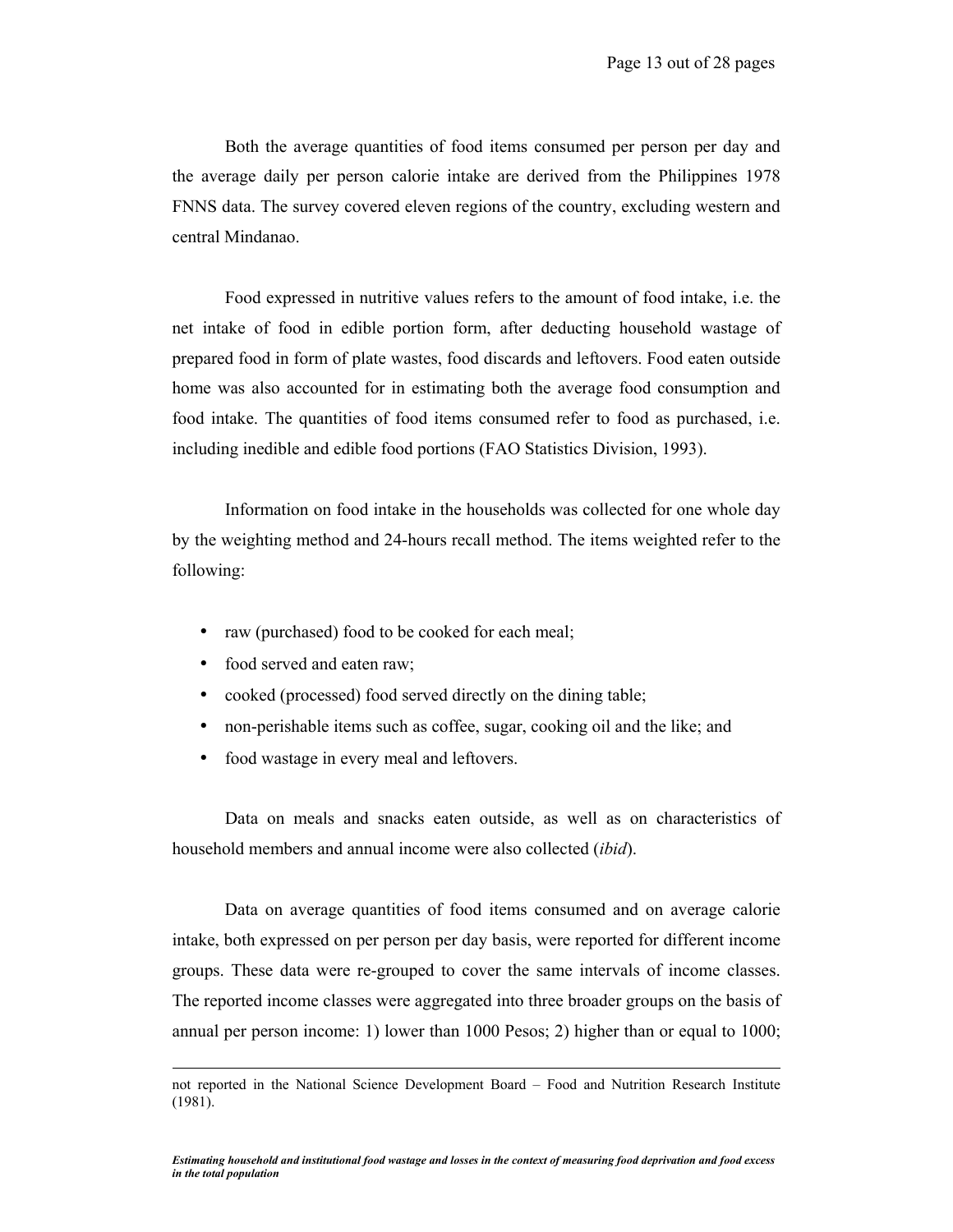Both the average quantities of food items consumed per person per day and the average daily per person calorie intake are derived from the Philippines 1978 FNNS data. The survey covered eleven regions of the country, excluding western and central Mindanao.

Food expressed in nutritive values refers to the amount of food intake, i.e. the net intake of food in edible portion form, after deducting household wastage of prepared food in form of plate wastes, food discards and leftovers. Food eaten outside home was also accounted for in estimating both the average food consumption and food intake. The quantities of food items consumed refer to food as purchased, i.e. including inedible and edible food portions (FAO Statistics Division, 1993).

Information on food intake in the households was collected for one whole day by the weighting method and 24-hours recall method. The items weighted refer to the following:

- raw (purchased) food to be cooked for each meal;
- food served and eaten raw;
- cooked (processed) food served directly on the dining table;
- non-perishable items such as coffee, sugar, cooking oil and the like; and
- food wastage in every meal and leftovers.

Data on meals and snacks eaten outside, as well as on characteristics of household members and annual income were also collected (*ibid*).

Data on average quantities of food items consumed and on average calorie intake, both expressed on per person per day basis, were reported for different income groups. These data were re-grouped to cover the same intervals of income classes. The reported income classes were aggregated into three broader groups on the basis of annual per person income: 1) lower than 1000 Pesos; 2) higher than or equal to 1000;

---

not reported in the National Science Development Board – Food and Nutrition Research Institute (1981).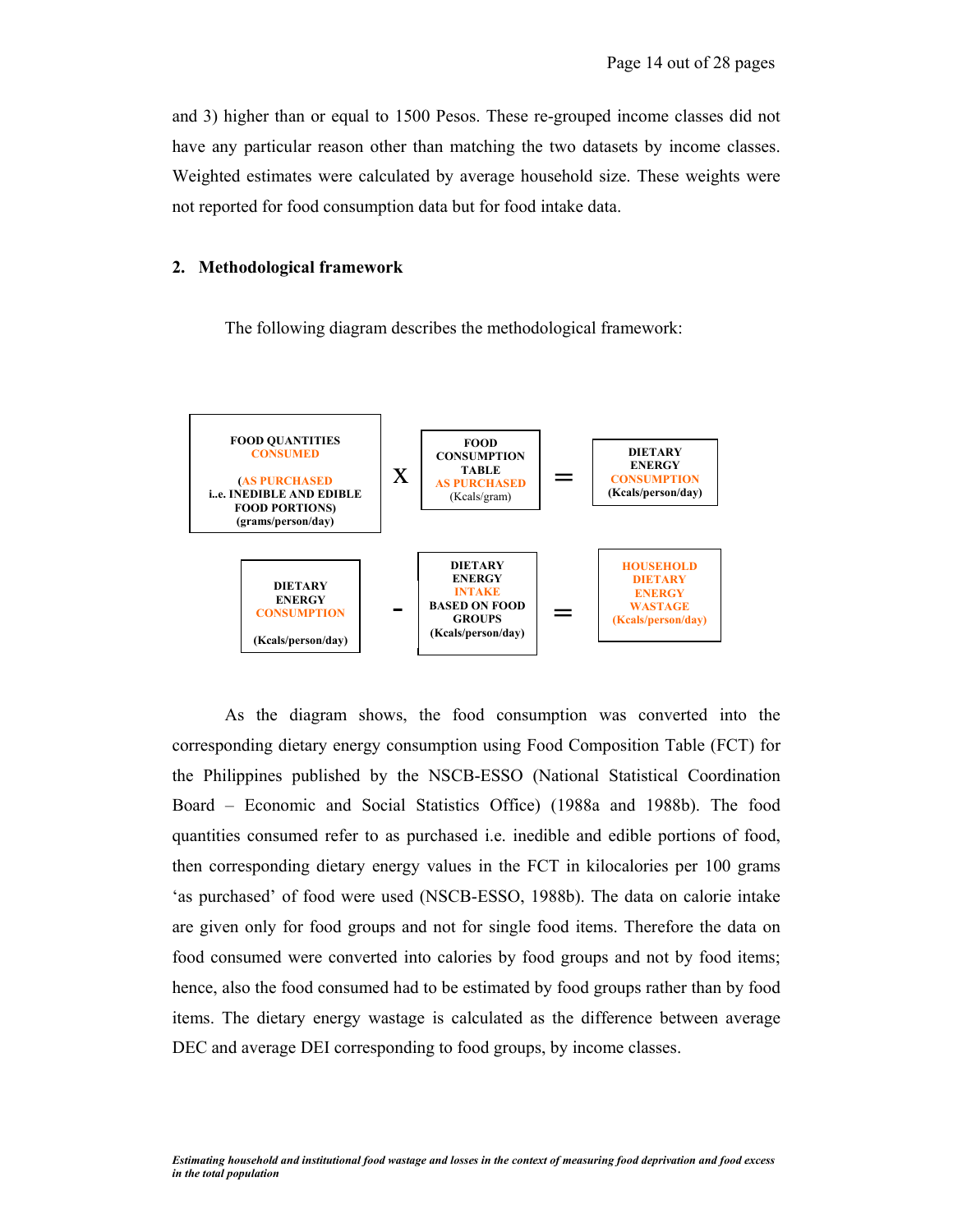and 3) higher than or equal to 1500 Pesos. These re-grouped income classes did not have any particular reason other than matching the two datasets by income classes. Weighted estimates were calculated by average household size. These weights were not reported for food consumption data but for food intake data.

## 2. Methodological framework

The following diagram describes the methodological framework:

| FOOD QUANTITIES CONSUMED (AS PURCHASED i..e. INEDIBLE AND EDIBLE FOOD PORTIONS) (grams/person/day) | X | FOOD CONSUMPTION TABLE AS PURCHASED (Kcals/gram) | = | DIETARY ENERGY CONSUMPTION (Kcals/person/day) |
|---|---|---|---|---|
| DIETARY ENERGY CONSUMPTION (Kcals/person/day) | - | DIETARY ENERGY INTAKE BASED ON FOOD GROUPS (Kcals/person/day) | = | HOUSEHOLD DIETARY ENERGY WASTAGE (Kcals/person/day) |

As the diagram shows, the food consumption was converted into the corresponding dietary energy consumption using Food Composition Table (FCT) for the Philippines published by the NSCB-ESSO (National Statistical Coordination Board – Economic and Social Statistics Office) (1988a and 1988b). The food quantities consumed refer to as purchased i.e. inedible and edible portions of food, then corresponding dietary energy values in the FCT in kilocalories per 100 grams 'as purchased' of food were used (NSCB-ESSO, 1988b). The data on calorie intake are given only for food groups and not for single food items. Therefore the data on food consumed were converted into calories by food groups and not by food items; hence, also the food consumed had to be estimated by food groups rather than by food items. The dietary energy wastage is calculated as the difference between average DEC and average DEI corresponding to food groups, by income classes.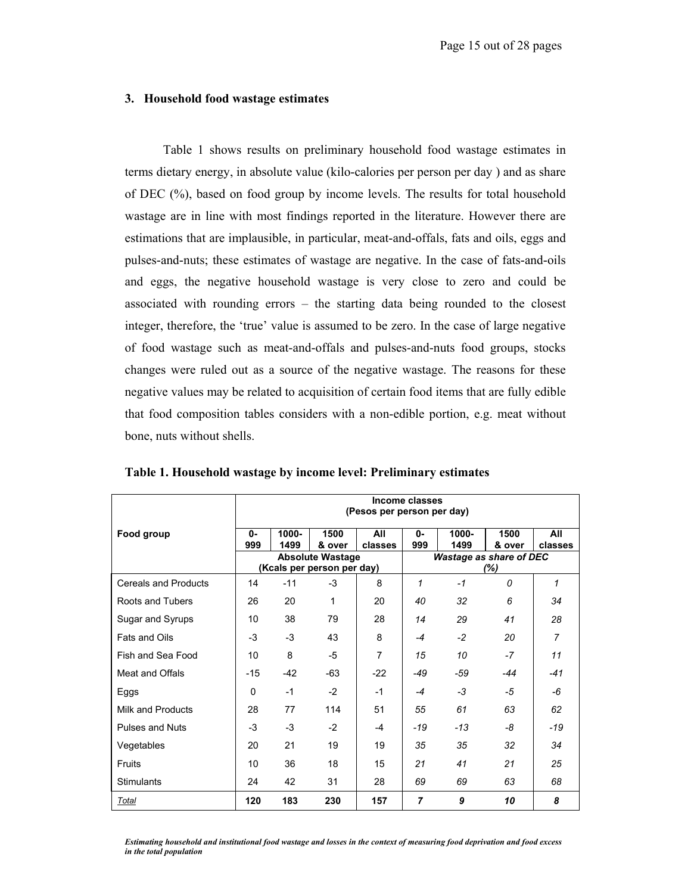### 3. Household food wastage estimates

Table 1 shows results on preliminary household food wastage estimates in terms dietary energy, in absolute value (kilo-calories per person per day ) and as share of DEC (%), based on food group by income levels. The results for total household wastage are in line with most findings reported in the literature. However there are estimations that are implausible, in particular, meat-and-offals, fats and oils, eggs and pulses-and-nuts; these estimates of wastage are negative. In the case of fats-and-oils and eggs, the negative household wastage is very close to zero and could be associated with rounding errors – the starting data being rounded to the closest integer, therefore, the 'true' value is assumed to be zero. In the case of large negative of food wastage such as meat-and-offals and pulses-and-nuts food groups, stocks changes were ruled out as a source of the negative wastage. The reasons for these negative values may be related to acquisition of certain food items that are fully edible that food composition tables considers with a non-edible portion, e.g. meat without bone, nuts without shells.

**Table 1. Household wastage by income level: Preliminary estimates**

| Food group | Income classes (Pesos per person per day) | | | | | | | |
|---|---|---|---|---|---|---|---|---|
| | 0-999 | 1000-1499 | 1500 & over | All classes | 0-999 | 1000-1499 | 1500 & over | All classes |
| | Absolute Wastage (Kcals per person per day) | | | | *Wastage as share of DEC (%)* | | | |
| Cereals and Products | 14 | -11 | -3 | 8 | *1* | *-1* | *0* | *1* |
| Roots and Tubers | 26 | 20 | 1 | 20 | *40* | *32* | *6* | *34* |
| Sugar and Syrups | 10 | 38 | 79 | 28 | *14* | *29* | *41* | *28* |
| Fats and Oils | -3 | -3 | 43 | 8 | *-4* | *-2* | *20* | *7* |
| Fish and Sea Food | 10 | 8 | -5 | 7 | *15* | *10* | *-7* | *11* |
| Meat and Offals | -15 | -42 | -63 | -22 | *-49* | *-59* | *-44* | *-41* |
| Eggs | 0 | -1 | -2 | -1 | *-4* | *-3* | *-5* | *-6* |
| Milk and Products | 28 | 77 | 114 | 51 | *55* | *61* | *63* | *62* |
| Pulses and Nuts | -3 | -3 | -2 | -4 | *-19* | *-13* | *-8* | *-19* |
| Vegetables | 20 | 21 | 19 | 19 | *35* | *35* | *32* | *34* |
| Fruits | 10 | 36 | 18 | 15 | *21* | *41* | *21* | *25* |
| Stimulants | 24 | 42 | 31 | 28 | *69* | *69* | *63* | *68* |
| Total | **120** | **183** | **230** | **157** | ***7*** | ***9*** | ***10*** | ***8*** |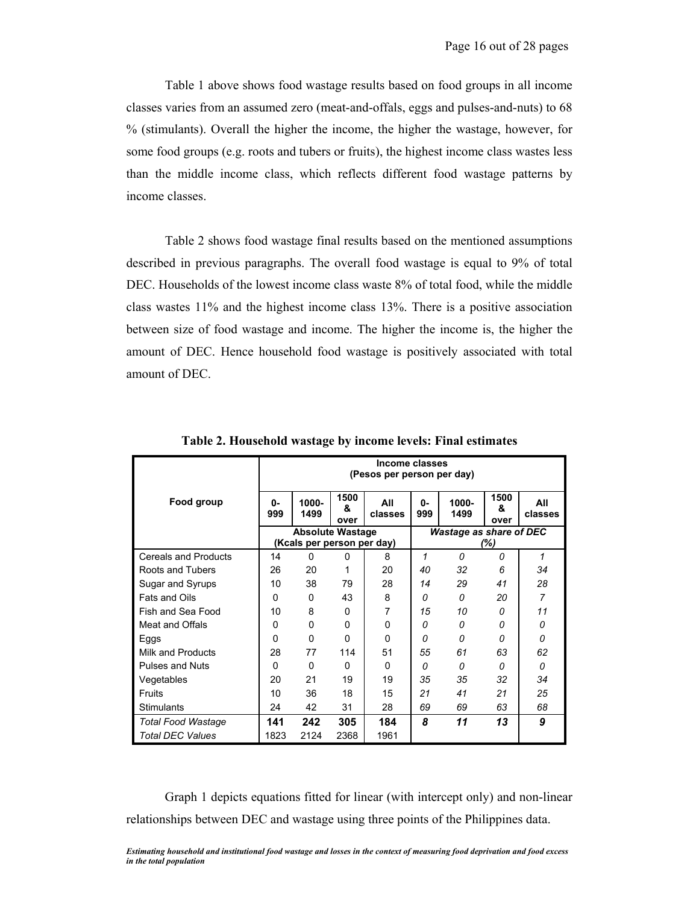Table 1 above shows food wastage results based on food groups in all income classes varies from an assumed zero (meat-and-offals, eggs and pulses-and-nuts) to 68 % (stimulants). Overall the higher the income, the higher the wastage, however, for some food groups (e.g. roots and tubers or fruits), the highest income class wastes less than the middle income class, which reflects different food wastage patterns by income classes.

Table 2 shows food wastage final results based on the mentioned assumptions described in previous paragraphs. The overall food wastage is equal to 9% of total DEC. Households of the lowest income class waste 8% of total food, while the middle class wastes 11% and the highest income class 13%. There is a positive association between size of food wastage and income. The higher the income is, the higher the amount of DEC. Hence household food wastage is positively associated with total amount of DEC.

**Table 2. Household wastage by income levels: Final estimates**

| Food group | Income classes (Pesos per person per day) | | | | | | | |
|---|---|---|---|---|---|---|---|---|
| | 0-999 | 1000-1499 | 1500 & over | All classes | 0-999 | 1000-1499 | 1500 & over | All classes |
| | **Absolute Wastage (Kcals per person per day)** | | | | ***Wastage as share of DEC (%)*** | | | |
| Cereals and Products | 14 | 0 | 0 | 8 | *1* | *0* | *0* | *1* |
| Roots and Tubers | 26 | 20 | 1 | 20 | *40* | *32* | *6* | *34* |
| Sugar and Syrups | 10 | 38 | 79 | 28 | *14* | *29* | *41* | *28* |
| Fats and Oils | 0 | 0 | 43 | 8 | *0* | *0* | *20* | *7* |
| Fish and Sea Food | 10 | 8 | 0 | 7 | *15* | *10* | *0* | *11* |
| Meat and Offals | 0 | 0 | 0 | 0 | *0* | *0* | *0* | *0* |
| Eggs | 0 | 0 | 0 | 0 | *0* | *0* | *0* | *0* |
| Milk and Products | 28 | 77 | 114 | 51 | *55* | *61* | *63* | *62* |
| Pulses and Nuts | 0 | 0 | 0 | 0 | *0* | *0* | *0* | *0* |
| Vegetables | 20 | 21 | 19 | 19 | *35* | *35* | *32* | *34* |
| Fruits | 10 | 36 | 18 | 15 | *21* | *41* | *21* | *25* |
| Stimulants | 24 | 42 | 31 | 28 | *69* | *69* | *63* | *68* |
| *Total Food Wastage* | **141** | **242** | **305** | **184** | ***8*** | ***11*** | ***13*** | ***9*** |
| *Total DEC Values* | 1823 | 2124 | 2368 | 1961 | | | | |

Graph 1 depicts equations fitted for linear (with intercept only) and non-linear relationships between DEC and wastage using three points of the Philippines data.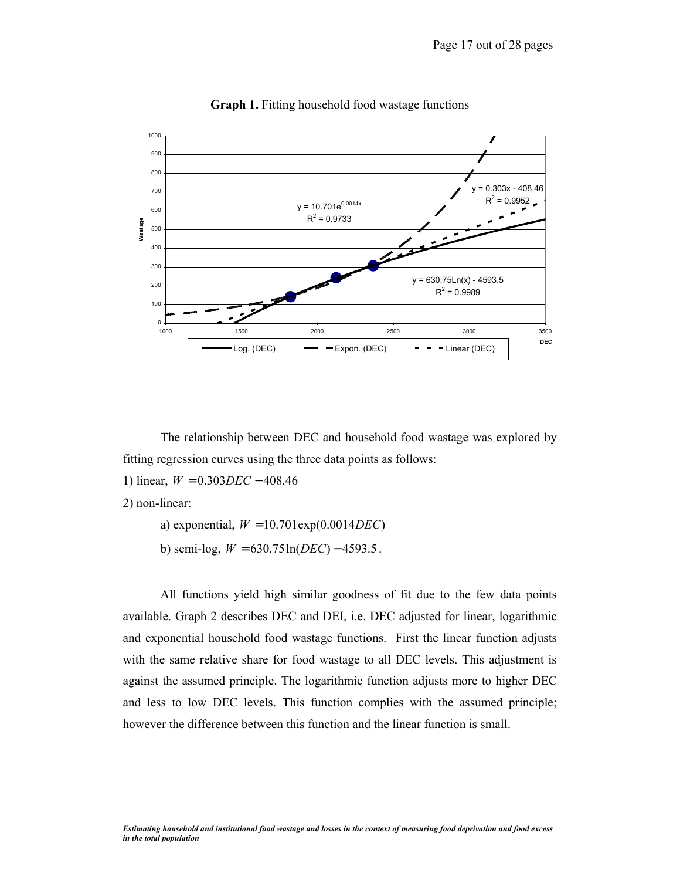**Graph 1.** Fitting household food wastage functions

The relationship between DEC and household food wastage was explored by fitting regression curves using the three data points as follows:

1) linear, $W = 0.303DEC - 408.46$

2) non-linear:

a) exponential, $W = 10.701\exp(0.0014DEC)$

b) semi-log, $W = 630.75\ln(DEC) - 4593.5$.

All functions yield high similar goodness of fit due to the few data points available. Graph 2 describes DEC and DEI, i.e. DEC adjusted for linear, logarithmic and exponential household food wastage functions. First the linear function adjusts with the same relative share for food wastage to all DEC levels. This adjustment is against the assumed principle. The logarithmic function adjusts more to higher DEC and less to low DEC levels. This function complies with the assumed principle; however the difference between this function and the linear function is small.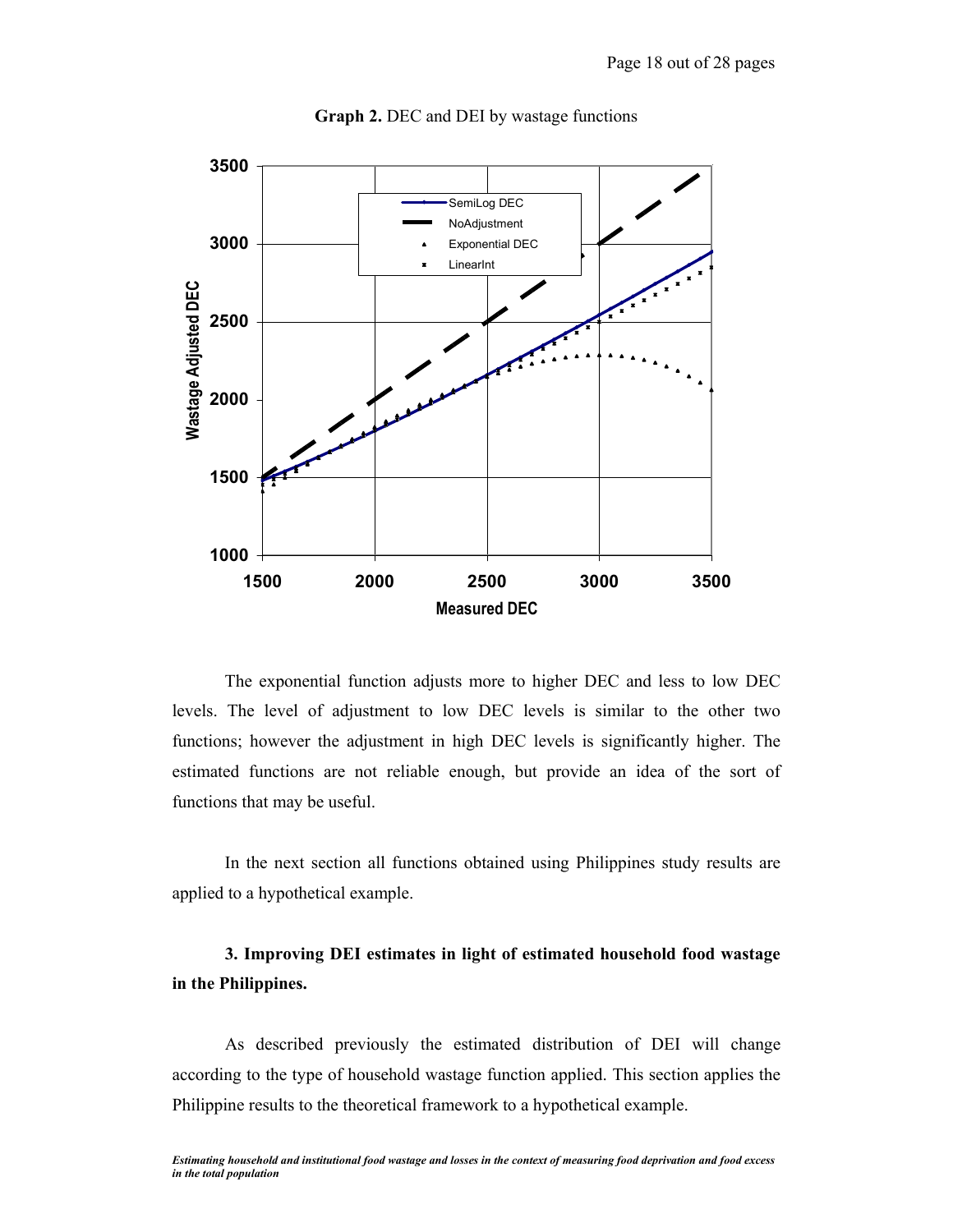**Graph 2.** DEC and DEI by wastage functions

The exponential function adjusts more to higher DEC and less to low DEC levels. The level of adjustment to low DEC levels is similar to the other two functions; however the adjustment in high DEC levels is significantly higher. The estimated functions are not reliable enough, but provide an idea of the sort of functions that may be useful.

In the next section all functions obtained using Philippines study results are applied to a hypothetical example.

### 3. Improving DEI estimates in light of estimated household food wastage in the Philippines.

As described previously the estimated distribution of DEI will change according to the type of household wastage function applied. This section applies the Philippine results to the theoretical framework to a hypothetical example.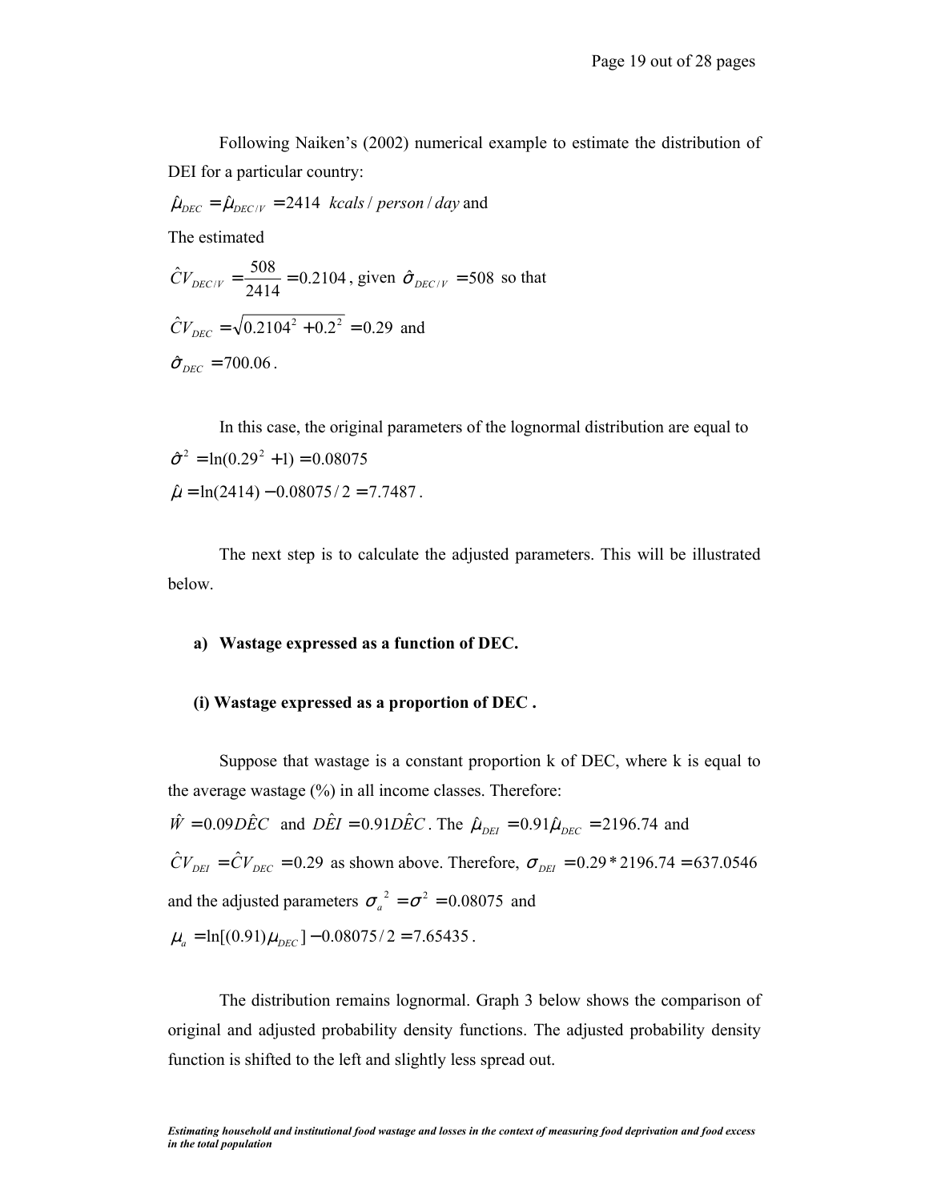Following Naiken's (2002) numerical example to estimate the distribution of DEI for a particular country:

$\hat{\mu}_{DEC} = \hat{\mu}_{DEC/V} = 2414 \ kcals/person/day$ and

The estimated

$\hat{C}V_{DEC/V} = \dfrac{508}{2414} = 0.2104$, given $\hat{\sigma}_{DEC/V} = 508$ so that

$\hat{C}V_{DEC} = \sqrt{0.2104^2 + 0.2^2} = 0.29$ and

$\hat{\sigma}_{DEC} = 700.06$.

In this case, the original parameters of the lognormal distribution are equal to

$\hat{\sigma}^2 = \ln(0.29^2 + 1) = 0.08075$

$\hat{\mu} = \ln(2414) - 0.08075/2 = 7.7487$.

The next step is to calculate the adjusted parameters. This will be illustrated below.

**a) Wastage expressed as a function of DEC.**

**(i) Wastage expressed as a proportion of DEC .**

Suppose that wastage is a constant proportion k of DEC, where k is equal to the average wastage (%) in all income classes. Therefore:

$\hat{W} = 0.09D\hat{E}C$ and $D\hat{E}I = 0.91D\hat{E}C$. The $\hat{\mu}_{DEI} = 0.91\hat{\mu}_{DEC} = 2196.74$ and $\hat{C}V_{DEI} = \hat{C}V_{DEC} = 0.29$ as shown above. Therefore, $\sigma_{DEI} = 0.29 * 2196.74 = 637.0546$ and the adjusted parameters $\sigma_a^{\ 2} = \sigma^2 = 0.08075$ and

$\mu_a = \ln[(0.91)\mu_{DEC}] - 0.08075/2 = 7.65435$.

The distribution remains lognormal. Graph 3 below shows the comparison of original and adjusted probability density functions. The adjusted probability density function is shifted to the left and slightly less spread out.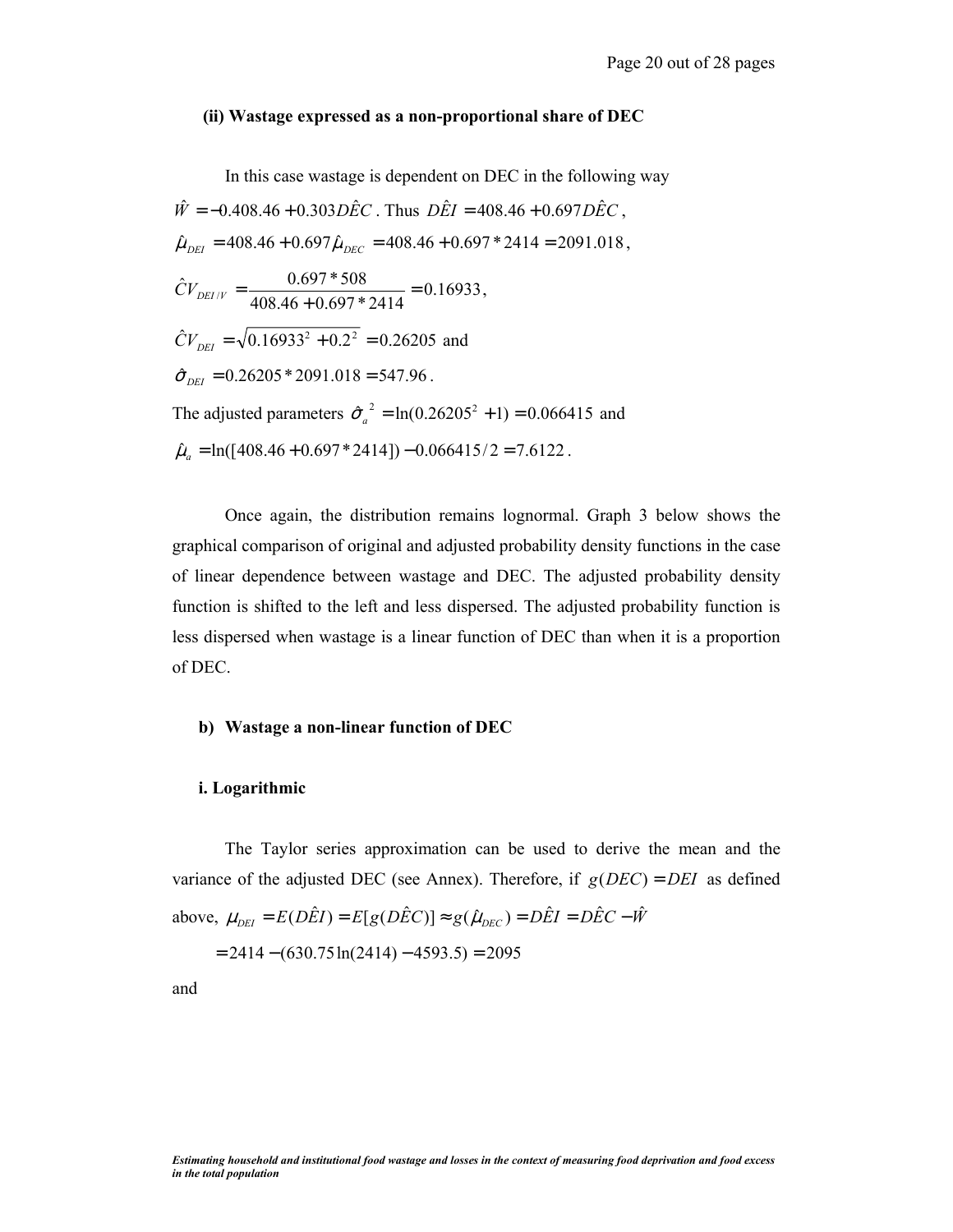**(ii) Wastage expressed as a non-proportional share of DEC**

In this case wastage is dependent on DEC in the following way $\hat{W} = -0.408.46 + 0.303 D\hat{E}C$. Thus $D\hat{E}I = 408.46 + 0.697 D\hat{E}C$,

$\hat{\mu}_{DEI} = 408.46 + 0.697\hat{\mu}_{DEC} = 408.46 + 0.697 * 2414 = 2091.018$,

$\hat{C}V_{DEI/V} = \dfrac{0.697 * 508}{408.46 + 0.697 * 2414} = 0.16933$,

$\hat{C}V_{DEI} = \sqrt{0.16933^2 + 0.2^2} = 0.26205$ and

$\hat{\sigma}_{DEI} = 0.26205 * 2091.018 = 547.96$.

The adjusted parameters $\hat{\sigma}_a^{\,2} = \ln(0.26205^2 + 1) = 0.066415$ and

$\hat{\mu}_a = \ln([408.46 + 0.697 * 2414]) - 0.066415/2 = 7.6122$.

Once again, the distribution remains lognormal. Graph 3 below shows the graphical comparison of original and adjusted probability density functions in the case of linear dependence between wastage and DEC. The adjusted probability density function is shifted to the left and less dispersed. The adjusted probability function is less dispersed when wastage is a linear function of DEC than when it is a proportion of DEC.

**b) Wastage a non-linear function of DEC**

**i. Logarithmic**

The Taylor series approximation can be used to derive the mean and the variance of the adjusted DEC (see Annex). Therefore, if $g(DEC) = DEI$ as defined above, $\mu_{DEI} = E(D\hat{E}I) = E[g(D\hat{E}C)] \approx g(\hat{\mu}_{DEC}) = D\hat{E}I = D\hat{E}C - \hat{W}$

$= 2414 - (630.75\ln(2414) - 4593.5) = 2095$

and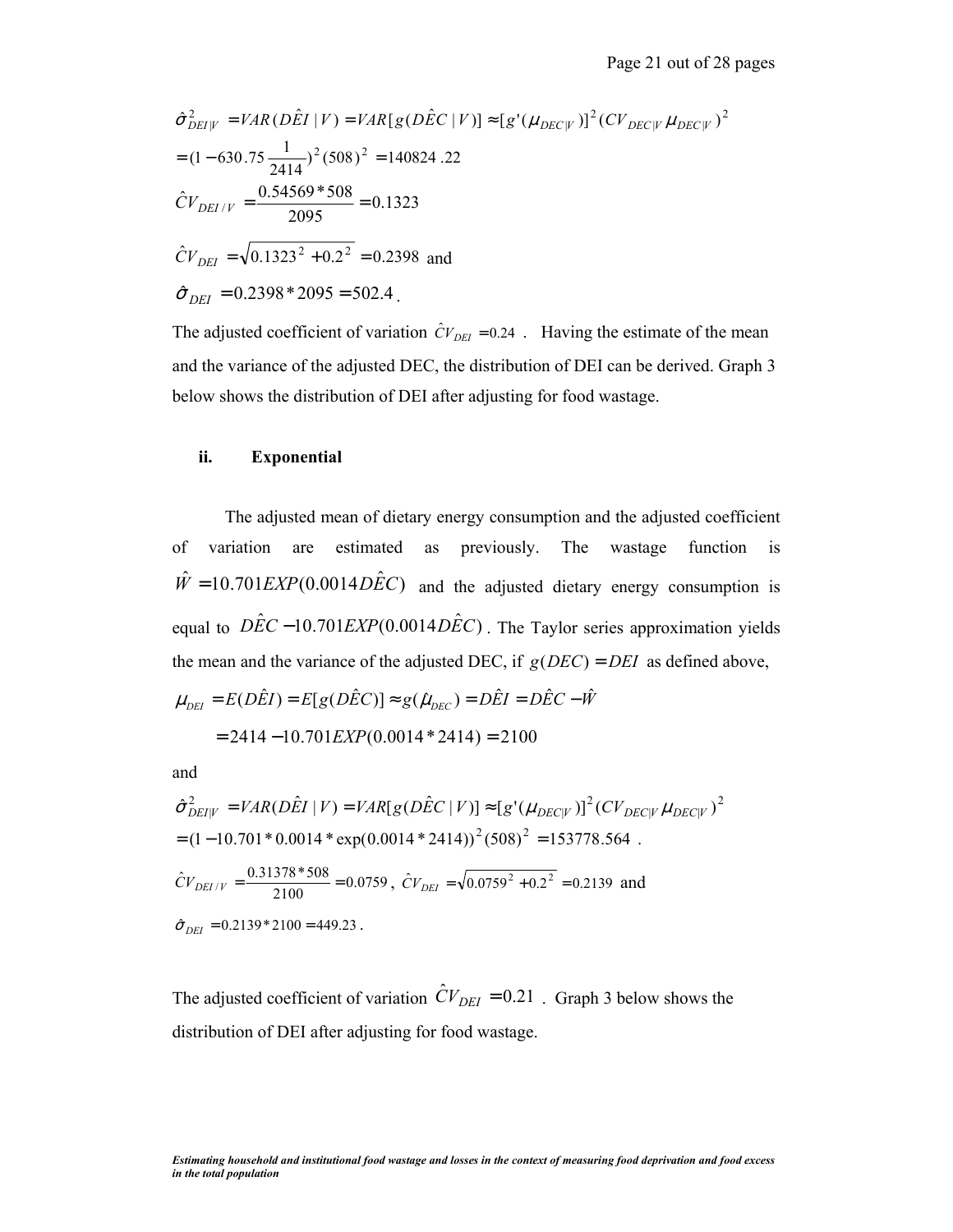$$\hat{\sigma}^2_{DEI|V} = VAR(D\hat{E}I \mid V) = VAR[g(D\hat{E}C \mid V)] \approx [g'(\mu_{DEC|V})]^2 (CV_{DEC|V}\,\mu_{DEC|V})^2$$
$$= (1 - 630.75\frac{1}{2414})^2 (508)^2 = 140824.22$$

$$\hat{C}V_{DEI/V} = \frac{0.54569 * 508}{2095} = 0.1323$$

$$\hat{C}V_{DEI} = \sqrt{0.1323^2 + 0.2^2} = 0.2398 \text{ and}$$

$$\hat{\sigma}_{DEI} = 0.2398 * 2095 = 502.4 .$$

The adjusted coefficient of variation $\hat{C}V_{DEI} = 0.24$ . Having the estimate of the mean and the variance of the adjusted DEC, the distribution of DEI can be derived. Graph 3 below shows the distribution of DEI after adjusting for food wastage.

**ii. Exponential**

The adjusted mean of dietary energy consumption and the adjusted coefficient of variation are estimated as previously. The wastage function is $\hat{W} = 10.701EXP(0.0014D\hat{E}C)$ and the adjusted dietary energy consumption is equal to $D\hat{E}C - 10.701EXP(0.0014D\hat{E}C)$ . The Taylor series approximation yields the mean and the variance of the adjusted DEC, if $g(DEC) = DEI$ as defined above,

$$\mu_{DEI} = E(D\hat{E}I) = E[g(D\hat{E}C)] \approx g(\hat{\mu}_{DEC}) = D\hat{E}I = D\hat{E}C - \hat{W}$$
$$= 2414 - 10.701EXP(0.0014 * 2414) = 2100$$

and

$$\hat{\sigma}^2_{DEI|V} = VAR(D\hat{E}I \mid V) = VAR[g(D\hat{E}C \mid V)] \approx [g'(\mu_{DEC|V})]^2 (CV_{DEC|V}\,\mu_{DEC|V})^2$$
$$= (1 - 10.701 * 0.0014 * \exp(0.0014 * 2414))^2 (508)^2 = 153778.564 .$$

$\hat{C}V_{DEI/V} = \frac{0.31378 * 508}{2100} = 0.0759$ , $\hat{C}V_{DEI} = \sqrt{0.0759^2 + 0.2^2} = 0.2139$ and

$\hat{\sigma}_{DEI} = 0.2139 * 2100 = 449.23$ .

The adjusted coefficient of variation $\hat{C}V_{DEI} = 0.21$ . Graph 3 below shows the distribution of DEI after adjusting for food wastage.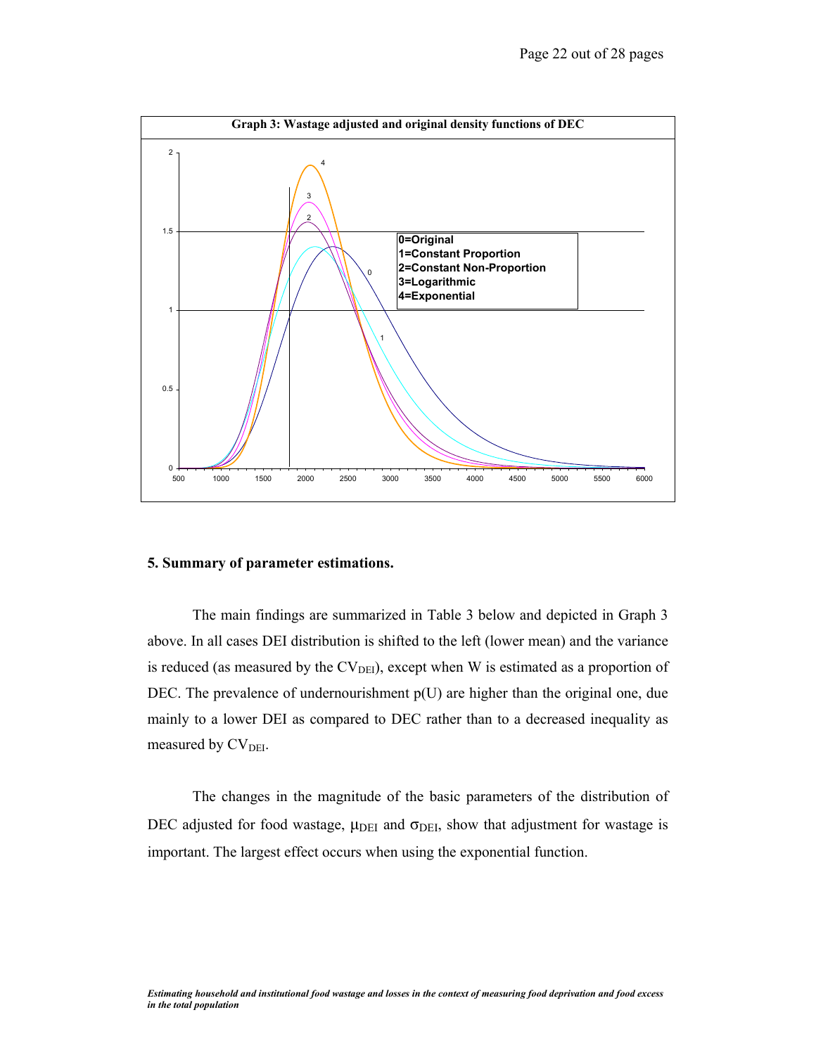**Graph 3: Wastage adjusted and original density functions of DEC**

0=Original
1=Constant Proportion
2=Constant Non-Proportion
3=Logarithmic
4=Exponential

## 5. Summary of parameter estimations.

The main findings are summarized in Table 3 below and depicted in Graph 3 above. In all cases DEI distribution is shifted to the left (lower mean) and the variance is reduced (as measured by the $CV_{DEI}$), except when W is estimated as a proportion of DEC. The prevalence of undernourishment p(U) are higher than the original one, due mainly to a lower DEI as compared to DEC rather than to a decreased inequality as measured by $CV_{DEI}$.

The changes in the magnitude of the basic parameters of the distribution of DEC adjusted for food wastage, $\mu_{DEI}$ and $\sigma_{DEI}$, show that adjustment for wastage is important. The largest effect occurs when using the exponential function.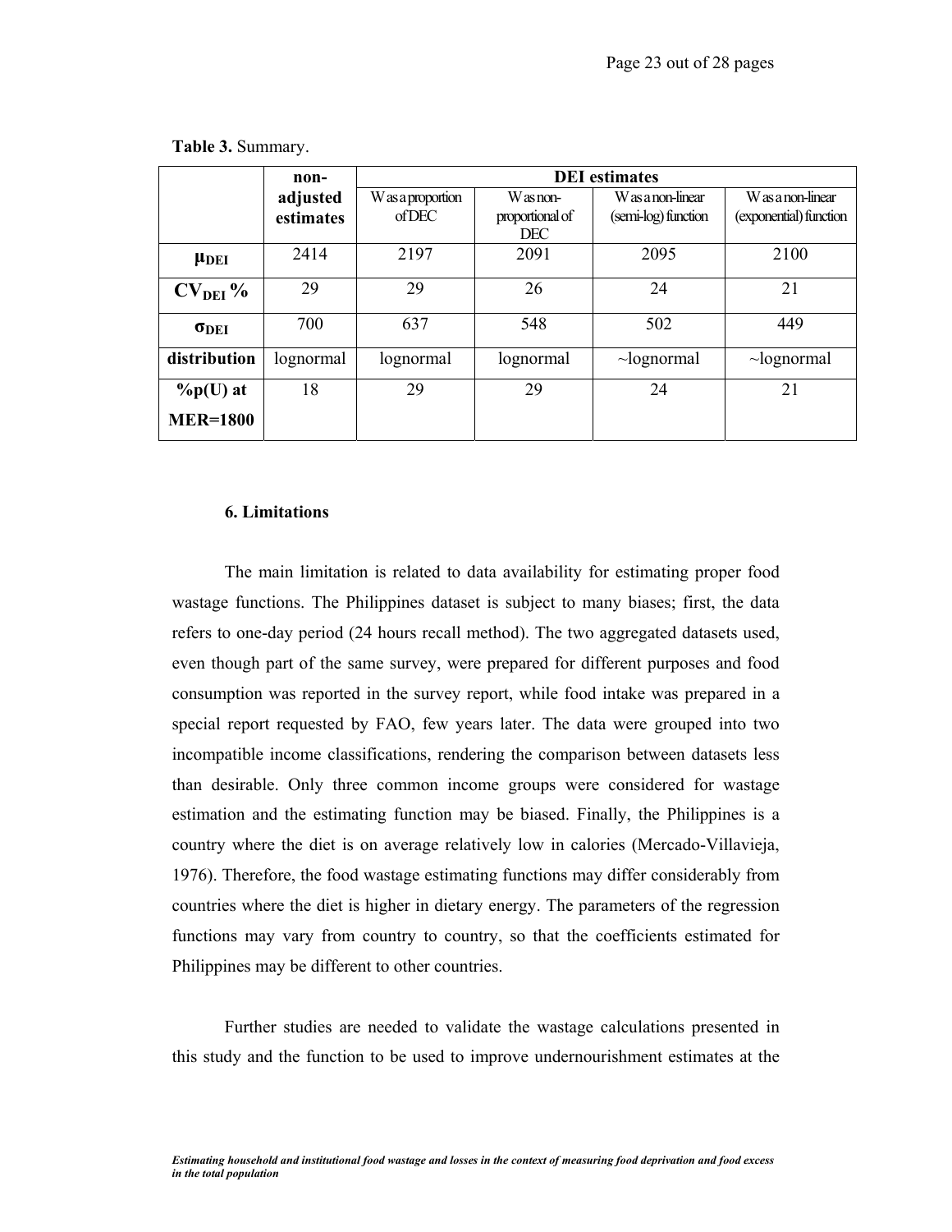**Table 3.** Summary.

| | non-adjusted estimates | DEI estimates | | | |
|---|---|---|---|---|---|
| | | W as a proportion of DEC | W as non-proportional of DEC | W as a non-linear (semi-log) function | W as a non-linear (exponential) function |
| $\mu_{DEI}$ | 2414 | 2197 | 2091 | 2095 | 2100 |
| $CV_{DEI}$ % | 29 | 29 | 26 | 24 | 21 |
| $\sigma_{DEI}$ | 700 | 637 | 548 | 502 | 449 |
| **distribution** | lognormal | lognormal | lognormal | ~lognormal | ~lognormal |
| **%p(U) at MER=1800** | 18 | 29 | 29 | 24 | 21 |

### 6. Limitations

The main limitation is related to data availability for estimating proper food wastage functions. The Philippines dataset is subject to many biases; first, the data refers to one-day period (24 hours recall method). The two aggregated datasets used, even though part of the same survey, were prepared for different purposes and food consumption was reported in the survey report, while food intake was prepared in a special report requested by FAO, few years later. The data were grouped into two incompatible income classifications, rendering the comparison between datasets less than desirable. Only three common income groups were considered for wastage estimation and the estimating function may be biased. Finally, the Philippines is a country where the diet is on average relatively low in calories (Mercado-Villavieja, 1976). Therefore, the food wastage estimating functions may differ considerably from countries where the diet is higher in dietary energy. The parameters of the regression functions may vary from country to country, so that the coefficients estimated for Philippines may be different to other countries.

Further studies are needed to validate the wastage calculations presented in this study and the function to be used to improve undernourishment estimates at the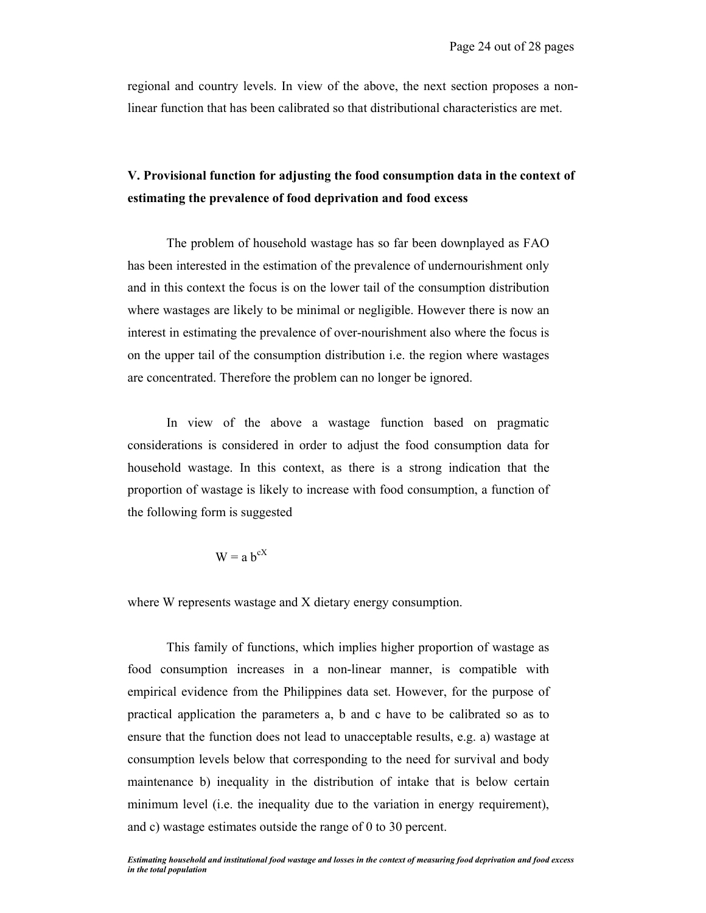regional and country levels. In view of the above, the next section proposes a non-linear function that has been calibrated so that distributional characteristics are met.

## V. Provisional function for adjusting the food consumption data in the context of estimating the prevalence of food deprivation and food excess

The problem of household wastage has so far been downplayed as FAO has been interested in the estimation of the prevalence of undernourishment only and in this context the focus is on the lower tail of the consumption distribution where wastages are likely to be minimal or negligible. However there is now an interest in estimating the prevalence of over-nourishment also where the focus is on the upper tail of the consumption distribution i.e. the region where wastages are concentrated. Therefore the problem can no longer be ignored.

In view of the above a wastage function based on pragmatic considerations is considered in order to adjust the food consumption data for household wastage. In this context, as there is a strong indication that the proportion of wastage is likely to increase with food consumption, a function of the following form is suggested

$$W = a\,b^{cX}$$

where W represents wastage and X dietary energy consumption.

This family of functions, which implies higher proportion of wastage as food consumption increases in a non-linear manner, is compatible with empirical evidence from the Philippines data set. However, for the purpose of practical application the parameters a, b and c have to be calibrated so as to ensure that the function does not lead to unacceptable results, e.g. a) wastage at consumption levels below that corresponding to the need for survival and body maintenance b) inequality in the distribution of intake that is below certain minimum level (i.e. the inequality due to the variation in energy requirement), and c) wastage estimates outside the range of 0 to 30 percent.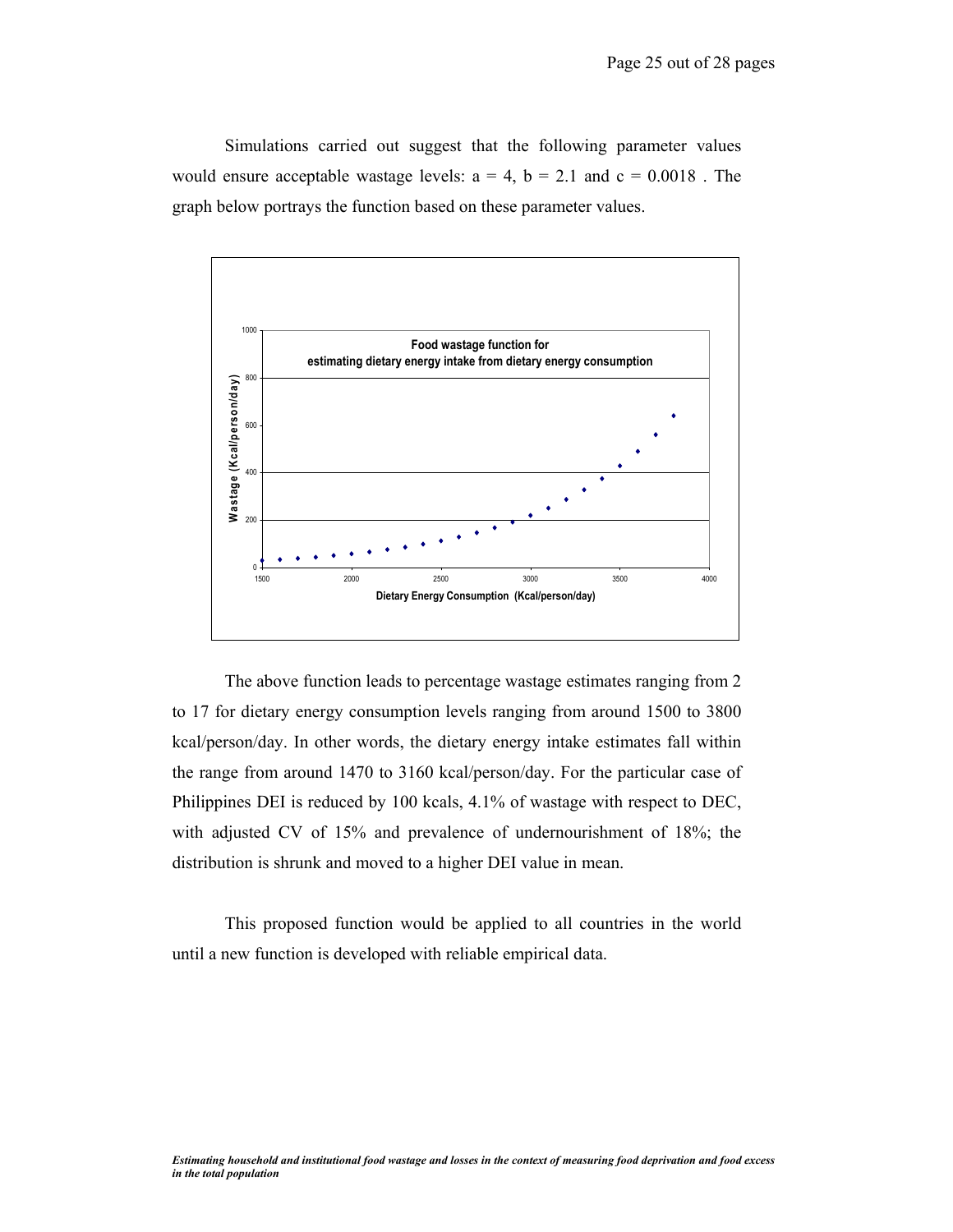Simulations carried out suggest that the following parameter values would ensure acceptable wastage levels: $a = 4$, $b = 2.1$ and $c = 0.0018$ . The graph below portrays the function based on these parameter values.

The above function leads to percentage wastage estimates ranging from 2 to 17 for dietary energy consumption levels ranging from around 1500 to 3800 kcal/person/day. In other words, the dietary energy intake estimates fall within the range from around 1470 to 3160 kcal/person/day. For the particular case of Philippines DEI is reduced by 100 kcals, 4.1% of wastage with respect to DEC, with adjusted CV of 15% and prevalence of undernourishment of 18%; the distribution is shrunk and moved to a higher DEI value in mean.

This proposed function would be applied to all countries in the world until a new function is developed with reliable empirical data.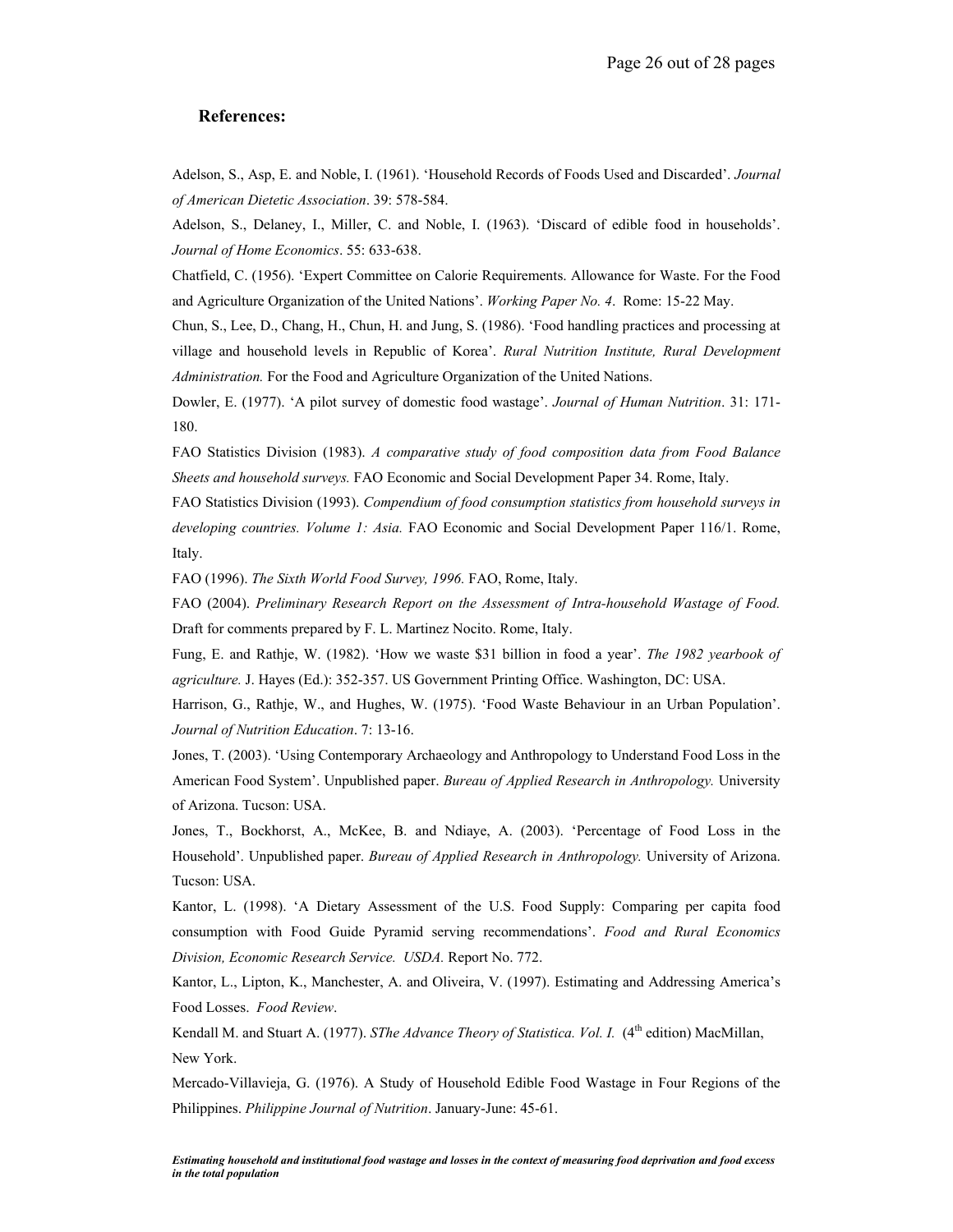## References:

Adelson, S., Asp, E. and Noble, I. (1961). 'Household Records of Foods Used and Discarded'. *Journal of American Dietetic Association*. 39: 578-584.

Adelson, S., Delaney, I., Miller, C. and Noble, I. (1963). 'Discard of edible food in households'. *Journal of Home Economics*. 55: 633-638.

Chatfield, C. (1956). 'Expert Committee on Calorie Requirements. Allowance for Waste. For the Food and Agriculture Organization of the United Nations'. *Working Paper No. 4*. Rome: 15-22 May.

Chun, S., Lee, D., Chang, H., Chun, H. and Jung, S. (1986). 'Food handling practices and processing at village and household levels in Republic of Korea'. *Rural Nutrition Institute, Rural Development Administration.* For the Food and Agriculture Organization of the United Nations.

Dowler, E. (1977). 'A pilot survey of domestic food wastage'. *Journal of Human Nutrition*. 31: 171-180.

FAO Statistics Division (1983). *A comparative study of food composition data from Food Balance Sheets and household surveys.* FAO Economic and Social Development Paper 34. Rome, Italy.

FAO Statistics Division (1993). *Compendium of food consumption statistics from household surveys in developing countries. Volume 1: Asia.* FAO Economic and Social Development Paper 116/1. Rome, Italy.

FAO (1996). *The Sixth World Food Survey, 1996*. FAO, Rome, Italy.

FAO (2004). *Preliminary Research Report on the Assessment of Intra-household Wastage of Food.* Draft for comments prepared by F. L. Martinez Nocito. Rome, Italy.

Fung, E. and Rathje, W. (1982). 'How we waste $31 billion in food a year'. *The 1982 yearbook of agriculture.* J. Hayes (Ed.): 352-357. US Government Printing Office. Washington, DC: USA.

Harrison, G., Rathje, W., and Hughes, W. (1975). 'Food Waste Behaviour in an Urban Population'. *Journal of Nutrition Education*. 7: 13-16.

Jones, T. (2003). 'Using Contemporary Archaeology and Anthropology to Understand Food Loss in the American Food System'. Unpublished paper. *Bureau of Applied Research in Anthropology.* University of Arizona. Tucson: USA.

Jones, T., Bockhorst, A., McKee, B. and Ndiaye, A. (2003). 'Percentage of Food Loss in the Household'. Unpublished paper. *Bureau of Applied Research in Anthropology.* University of Arizona. Tucson: USA.

Kantor, L. (1998). 'A Dietary Assessment of the U.S. Food Supply: Comparing per capita food consumption with Food Guide Pyramid serving recommendations'. *Food and Rural Economics Division, Economic Research Service. USDA.* Report No. 772.

Kantor, L., Lipton, K., Manchester, A. and Oliveira, V. (1997). Estimating and Addressing America's Food Losses. *Food Review*.

Kendall M. and Stuart A. (1977). *SThe Advance Theory of Statistica. Vol. I.* (4th edition) MacMillan, New York.

Mercado-Villavieja, G. (1976). A Study of Household Edible Food Wastage in Four Regions of the Philippines. *Philippine Journal of Nutrition*. January-June: 45-61.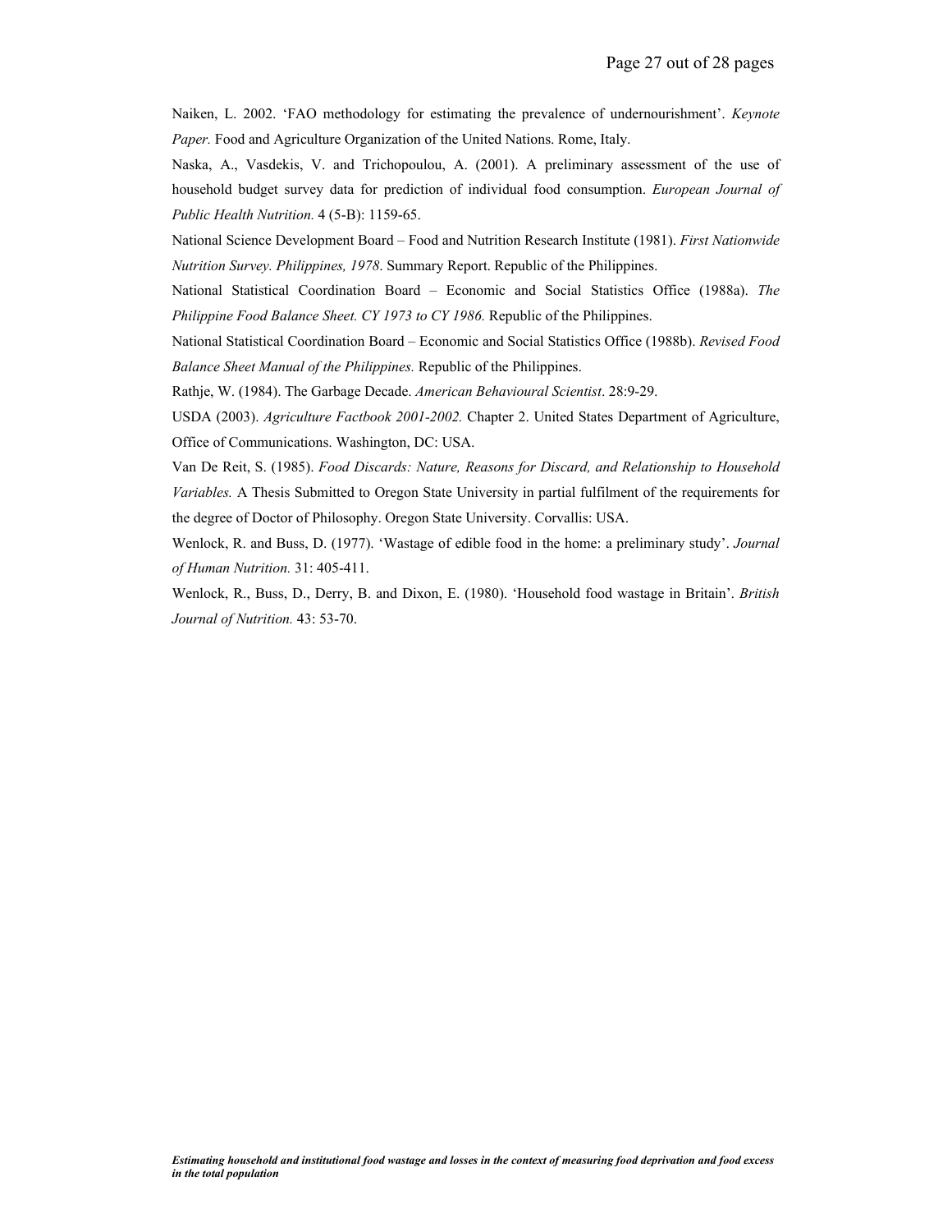Naiken, L. 2002. 'FAO methodology for estimating the prevalence of undernourishment'. *Keynote Paper.* Food and Agriculture Organization of the United Nations. Rome, Italy.

Naska, A., Vasdekis, V. and Trichopoulou, A. (2001). A preliminary assessment of the use of household budget survey data for prediction of individual food consumption. *European Journal of Public Health Nutrition.* 4 (5-B): 1159-65.

National Science Development Board – Food and Nutrition Research Institute (1981). *First Nationwide Nutrition Survey. Philippines, 1978*. Summary Report. Republic of the Philippines.

National Statistical Coordination Board – Economic and Social Statistics Office (1988a). *The Philippine Food Balance Sheet. CY 1973 to CY 1986.* Republic of the Philippines.

National Statistical Coordination Board – Economic and Social Statistics Office (1988b). *Revised Food Balance Sheet Manual of the Philippines.* Republic of the Philippines.

Rathje, W. (1984). The Garbage Decade. *American Behavioural Scientist*. 28:9-29.

USDA (2003). *Agriculture Factbook 2001-2002.* Chapter 2. United States Department of Agriculture, Office of Communications. Washington, DC: USA.

Van De Reit, S. (1985). *Food Discards: Nature, Reasons for Discard, and Relationship to Household Variables.* A Thesis Submitted to Oregon State University in partial fulfilment of the requirements for the degree of Doctor of Philosophy. Oregon State University. Corvallis: USA.

Wenlock, R. and Buss, D. (1977). 'Wastage of edible food in the home: a preliminary study'. *Journal of Human Nutrition.* 31: 405-411.

Wenlock, R., Buss, D., Derry, B. and Dixon, E. (1980). 'Household food wastage in Britain'. *British Journal of Nutrition.* 43: 53-70.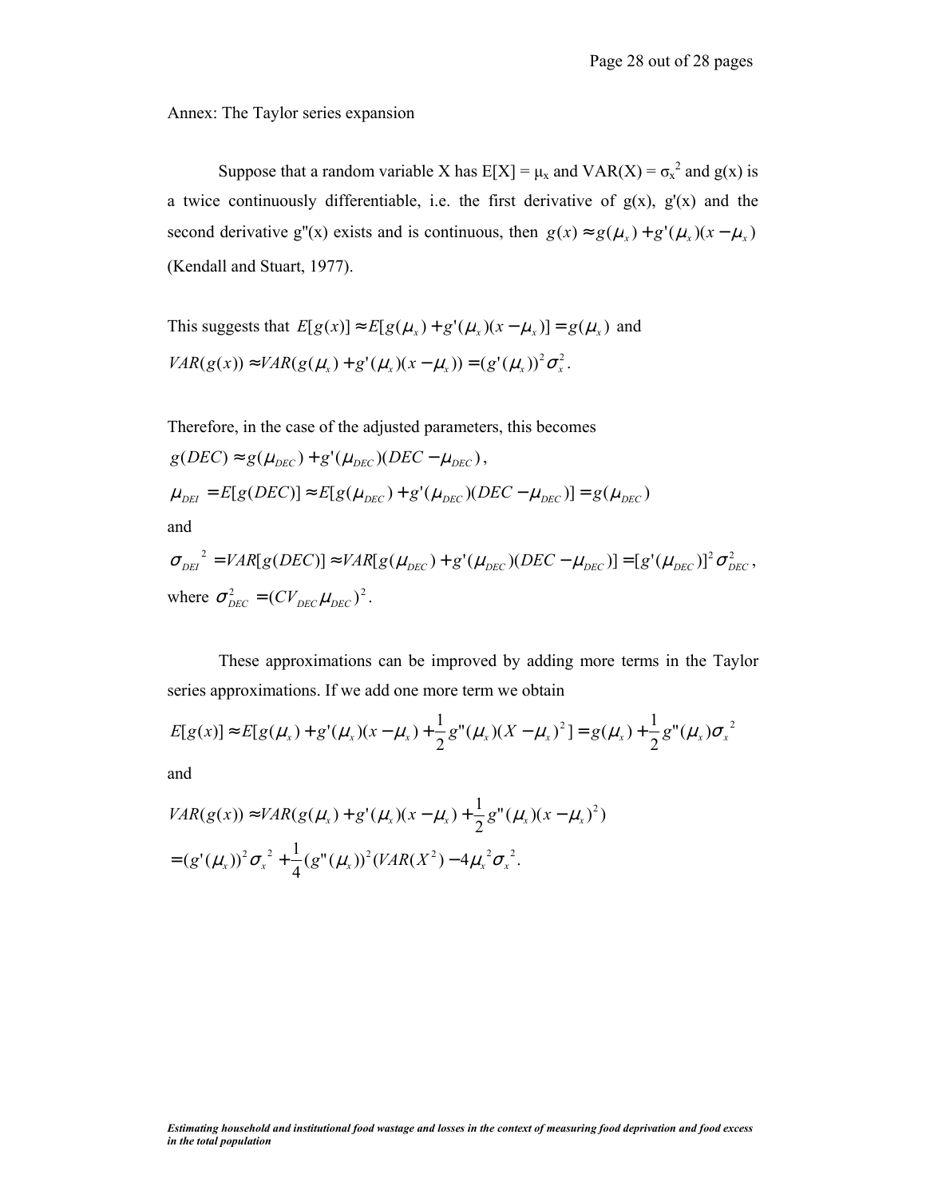Annex: The Taylor series expansion

Suppose that a random variable X has $E[X] = \mu_x$ and $VAR(X) = \sigma_x^2$ and g(x) is a twice continuously differentiable, i.e. the first derivative of g(x), g'(x) and the second derivative g''(x) exists and is continuous, then $g(x) \approx g(\mu_x) + g'(\mu_x)(x - \mu_x)$ (Kendall and Stuart, 1977).

This suggests that $E[g(x)] \approx E[g(\mu_x) + g'(\mu_x)(x - \mu_x)] = g(\mu_x)$ and $VAR(g(x)) \approx VAR(g(\mu_x) + g'(\mu_x)(x - \mu_x)) = (g'(\mu_x))^2 \sigma_x^2$.

Therefore, in the case of the adjusted parameters, this becomes

$$g(DEC) \approx g(\mu_{DEC}) + g'(\mu_{DEC})(DEC - \mu_{DEC}),$$

$$\mu_{DEI} = E[g(DEC)] \approx E[g(\mu_{DEC}) + g'(\mu_{DEC})(DEC - \mu_{DEC})] = g(\mu_{DEC})$$

and

$$\sigma_{DEI}^{\ 2} = VAR[g(DEC)] \approx VAR[g(\mu_{DEC}) + g'(\mu_{DEC})(DEC - \mu_{DEC})] = [g'(\mu_{DEC})]^2 \sigma_{DEC}^2,$$

where $\sigma_{DEC}^2 = (CV_{DEC}\mu_{DEC})^2$.

These approximations can be improved by adding more terms in the Taylor series approximations. If we add one more term we obtain

$$E[g(x)] \approx E[g(\mu_x) + g'(\mu_x)(x - \mu_x) + \frac{1}{2}g''(\mu_x)(X - \mu_x)^2] = g(\mu_x) + \frac{1}{2}g''(\mu_x)\sigma_x^{\ 2}$$

and

$$VAR(g(x)) \approx VAR(g(\mu_x) + g'(\mu_x)(x - \mu_x) + \frac{1}{2}g''(\mu_x)(x - \mu_x)^2)$$

$$= (g'(\mu_x))^2 \sigma_x^{\ 2} + \frac{1}{4}(g''(\mu_x))^2 (VAR(X^2) - 4\mu_x^{\ 2}\sigma_x^{\ 2}.$$